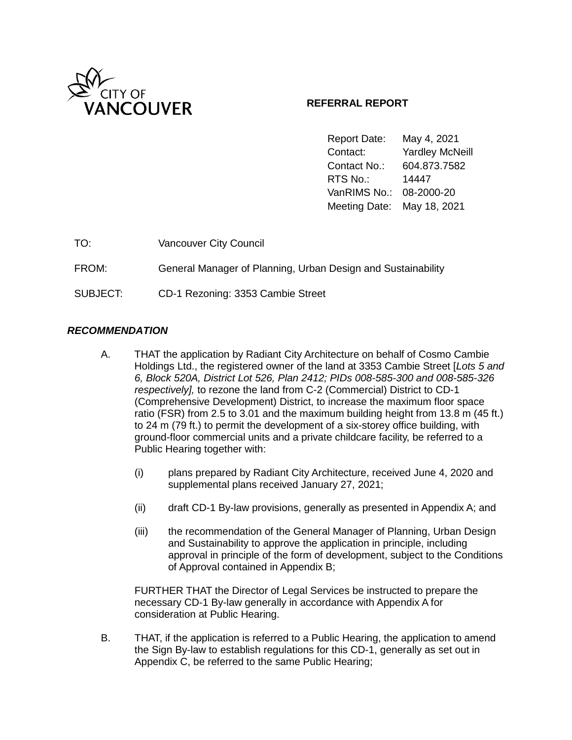CITY OF VANCOUVER

**REFERRAL REPORT**

| | |
|---|---|
| Report Date: | May 4, 2021 |
| Contact: | Yardley McNeill |
| Contact No.: | 604.873.7582 |
| RTS No.: | 14447 |
| VanRIMS No.: | 08-2000-20 |
| Meeting Date: | May 18, 2021 |

| | |
|---|---|
| TO: | Vancouver City Council |
| FROM: | General Manager of Planning, Urban Design and Sustainability |
| SUBJECT: | CD-1 Rezoning: 3353 Cambie Street |

### *RECOMMENDATION*

A. THAT the application by Radiant City Architecture on behalf of Cosmo Cambie Holdings Ltd., the registered owner of the land at 3353 Cambie Street [*Lots 5 and 6, Block 520A, District Lot 526, Plan 2412; PIDs 008-585-300 and 008-585-326 respectively],* to rezone the land from C-2 (Commercial) District to CD-1 (Comprehensive Development) District, to increase the maximum floor space ratio (FSR) from 2.5 to 3.01 and the maximum building height from 13.8 m (45 ft.) to 24 m (79 ft.) to permit the development of a six-storey office building, with ground-floor commercial units and a private childcare facility, be referred to a Public Hearing together with:

   (i) plans prepared by Radiant City Architecture, received June 4, 2020 and supplemental plans received January 27, 2021;

   (ii) draft CD-1 By-law provisions, generally as presented in Appendix A; and

   (iii) the recommendation of the General Manager of Planning, Urban Design and Sustainability to approve the application in principle, including approval in principle of the form of development, subject to the Conditions of Approval contained in Appendix B;

   FURTHER THAT the Director of Legal Services be instructed to prepare the necessary CD-1 By-law generally in accordance with Appendix A for consideration at Public Hearing.

B. THAT, if the application is referred to a Public Hearing, the application to amend the Sign By-law to establish regulations for this CD-1, generally as set out in Appendix C, be referred to the same Public Hearing;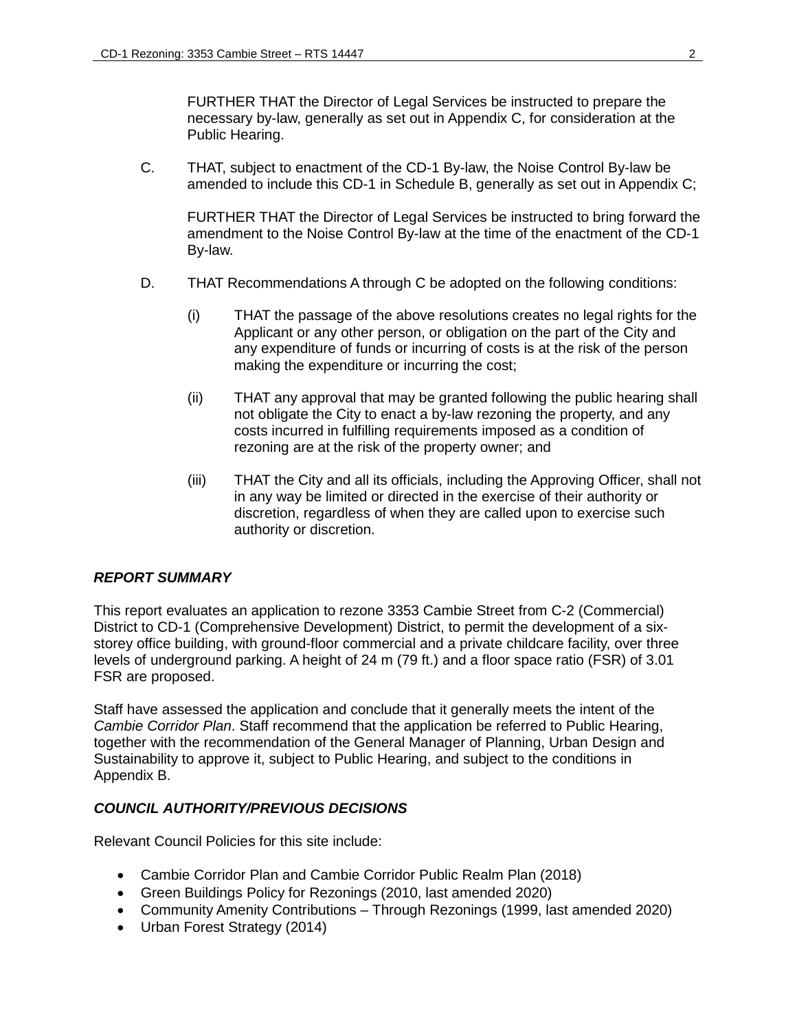FURTHER THAT the Director of Legal Services be instructed to prepare the necessary by-law, generally as set out in Appendix C, for consideration at the Public Hearing.

C. THAT, subject to enactment of the CD-1 By-law, the Noise Control By-law be amended to include this CD-1 in Schedule B, generally as set out in Appendix C;

FURTHER THAT the Director of Legal Services be instructed to bring forward the amendment to the Noise Control By-law at the time of the enactment of the CD-1 By-law.

D. THAT Recommendations A through C be adopted on the following conditions:

(i) THAT the passage of the above resolutions creates no legal rights for the Applicant or any other person, or obligation on the part of the City and any expenditure of funds or incurring of costs is at the risk of the person making the expenditure or incurring the cost;

(ii) THAT any approval that may be granted following the public hearing shall not obligate the City to enact a by-law rezoning the property, and any costs incurred in fulfilling requirements imposed as a condition of rezoning are at the risk of the property owner; and

(iii) THAT the City and all its officials, including the Approving Officer, shall not in any way be limited or directed in the exercise of their authority or discretion, regardless of when they are called upon to exercise such authority or discretion.

***REPORT SUMMARY***

This report evaluates an application to rezone 3353 Cambie Street from C-2 (Commercial) District to CD-1 (Comprehensive Development) District, to permit the development of a six-storey office building, with ground-floor commercial and a private childcare facility, over three levels of underground parking. A height of 24 m (79 ft.) and a floor space ratio (FSR) of 3.01 FSR are proposed.

Staff have assessed the application and conclude that it generally meets the intent of the *Cambie Corridor Plan*. Staff recommend that the application be referred to Public Hearing, together with the recommendation of the General Manager of Planning, Urban Design and Sustainability to approve it, subject to Public Hearing, and subject to the conditions in Appendix B.

***COUNCIL AUTHORITY/PREVIOUS DECISIONS***

Relevant Council Policies for this site include:

- Cambie Corridor Plan and Cambie Corridor Public Realm Plan (2018)
- Green Buildings Policy for Rezonings (2010, last amended 2020)
- Community Amenity Contributions – Through Rezonings (1999, last amended 2020)
- Urban Forest Strategy (2014)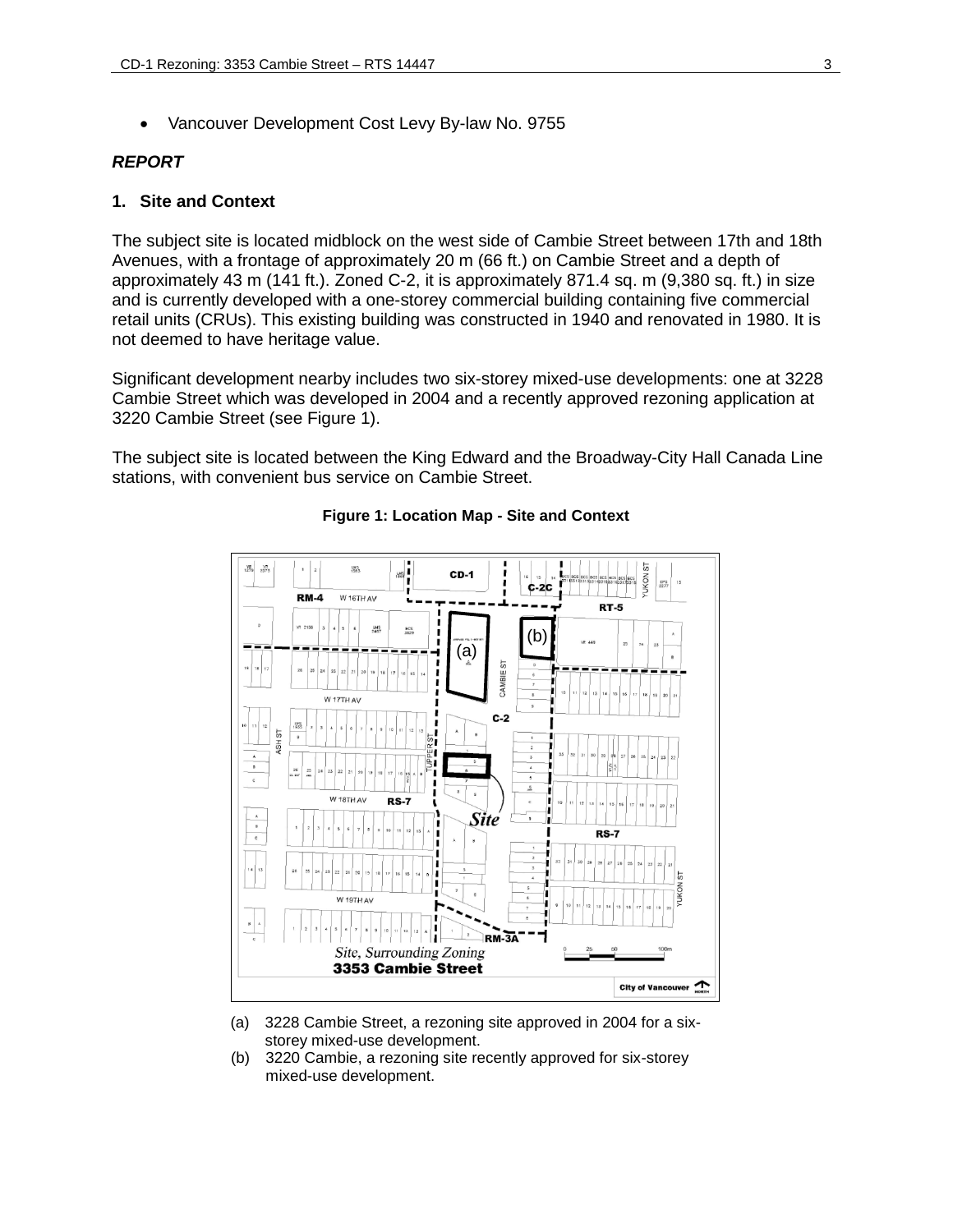- Vancouver Development Cost Levy By-law No. 9755

***REPORT***

**1. Site and Context**

The subject site is located midblock on the west side of Cambie Street between 17th and 18th Avenues, with a frontage of approximately 20 m (66 ft.) on Cambie Street and a depth of approximately 43 m (141 ft.). Zoned C-2, it is approximately 871.4 sq. m (9,380 sq. ft.) in size and is currently developed with a one-storey commercial building containing five commercial retail units (CRUs). This existing building was constructed in 1940 and renovated in 1980. It is not deemed to have heritage value.

Significant development nearby includes two six-storey mixed-use developments: one at 3228 Cambie Street which was developed in 2004 and a recently approved rezoning application at 3220 Cambie Street (see Figure 1).

The subject site is located between the King Edward and the Broadway-City Hall Canada Line stations, with convenient bus service on Cambie Street.

**Figure 1: Location Map - Site and Context**

(a) 3228 Cambie Street, a rezoning site approved in 2004 for a six-storey mixed-use development.

(b) 3220 Cambie, a rezoning site recently approved for six-storey mixed-use development.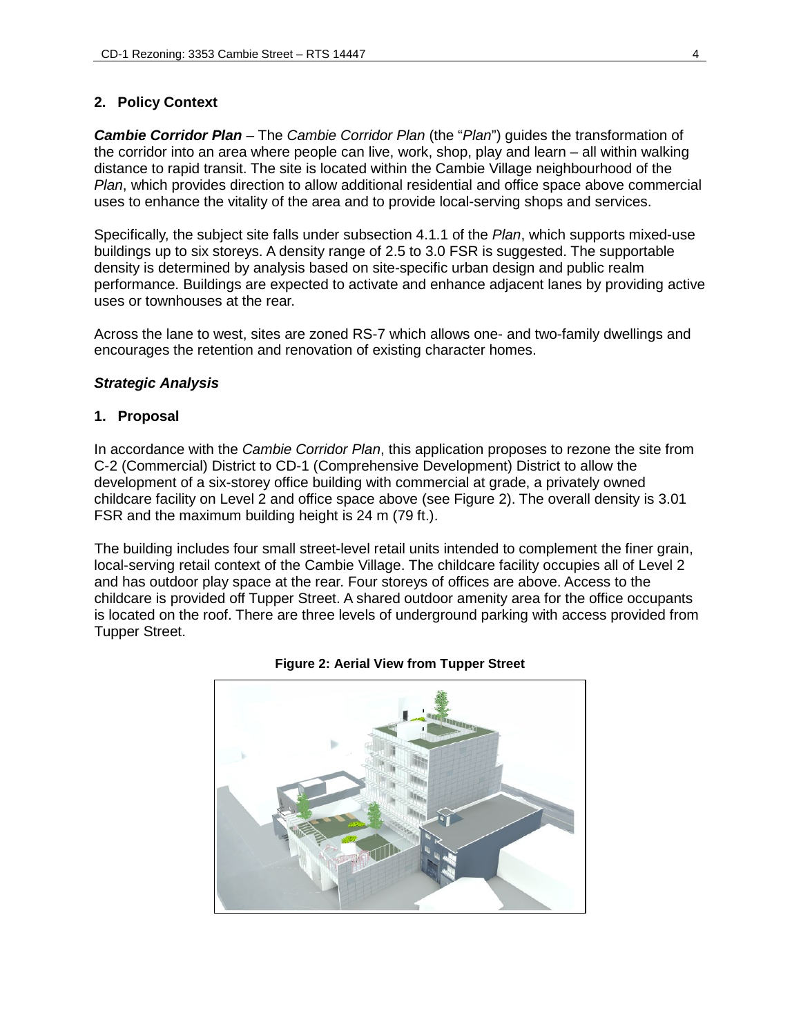## 2. Policy Context

***Cambie Corridor Plan*** – The *Cambie Corridor Plan* (the "*Plan*") guides the transformation of the corridor into an area where people can live, work, shop, play and learn – all within walking distance to rapid transit. The site is located within the Cambie Village neighbourhood of the *Plan*, which provides direction to allow additional residential and office space above commercial uses to enhance the vitality of the area and to provide local-serving shops and services.

Specifically, the subject site falls under subsection 4.1.1 of the *Plan*, which supports mixed-use buildings up to six storeys. A density range of 2.5 to 3.0 FSR is suggested. The supportable density is determined by analysis based on site-specific urban design and public realm performance. Buildings are expected to activate and enhance adjacent lanes by providing active uses or townhouses at the rear.

Across the lane to west, sites are zoned RS-7 which allows one- and two-family dwellings and encourages the retention and renovation of existing character homes.

***Strategic Analysis***

## 1. Proposal

In accordance with the *Cambie Corridor Plan*, this application proposes to rezone the site from C-2 (Commercial) District to CD-1 (Comprehensive Development) District to allow the development of a six-storey office building with commercial at grade, a privately owned childcare facility on Level 2 and office space above (see Figure 2). The overall density is 3.01 FSR and the maximum building height is 24 m (79 ft.).

The building includes four small street-level retail units intended to complement the finer grain, local-serving retail context of the Cambie Village. The childcare facility occupies all of Level 2 and has outdoor play space at the rear. Four storeys of offices are above. Access to the childcare is provided off Tupper Street. A shared outdoor amenity area for the office occupants is located on the roof. There are three levels of underground parking with access provided from Tupper Street.

**Figure 2: Aerial View from Tupper Street**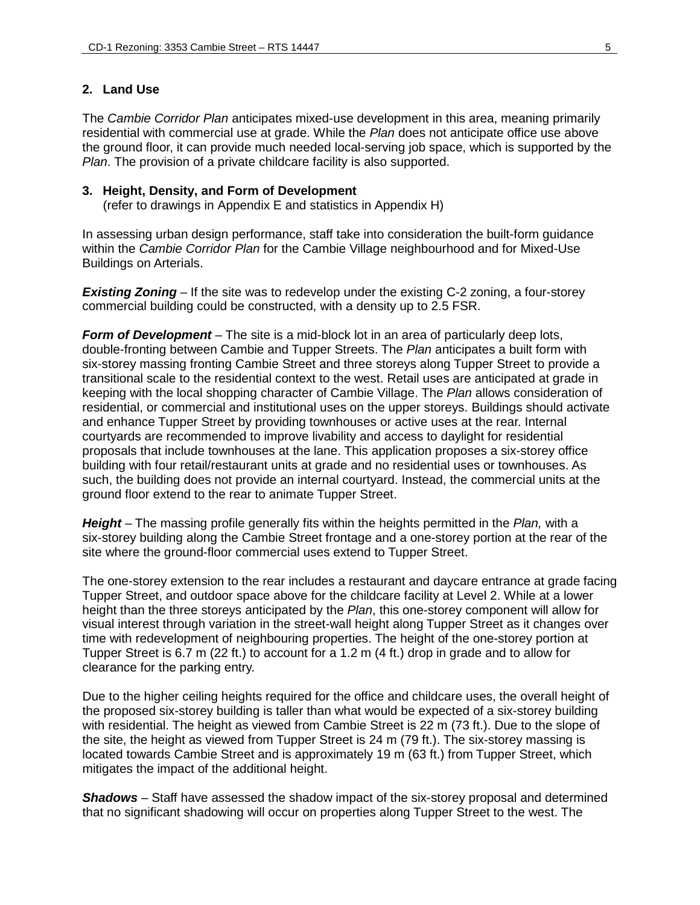## 2. Land Use

The *Cambie Corridor Plan* anticipates mixed-use development in this area, meaning primarily residential with commercial use at grade. While the *Plan* does not anticipate office use above the ground floor, it can provide much needed local-serving job space, which is supported by the *Plan*. The provision of a private childcare facility is also supported.

## 3. Height, Density, and Form of Development

(refer to drawings in Appendix E and statistics in Appendix H)

In assessing urban design performance, staff take into consideration the built-form guidance within the *Cambie Corridor Plan* for the Cambie Village neighbourhood and for Mixed-Use Buildings on Arterials.

***Existing Zoning*** – If the site was to redevelop under the existing C-2 zoning, a four-storey commercial building could be constructed, with a density up to 2.5 FSR.

***Form of Development*** – The site is a mid-block lot in an area of particularly deep lots, double-fronting between Cambie and Tupper Streets. The *Plan* anticipates a built form with six-storey massing fronting Cambie Street and three storeys along Tupper Street to provide a transitional scale to the residential context to the west. Retail uses are anticipated at grade in keeping with the local shopping character of Cambie Village. The *Plan* allows consideration of residential, or commercial and institutional uses on the upper storeys. Buildings should activate and enhance Tupper Street by providing townhouses or active uses at the rear. Internal courtyards are recommended to improve livability and access to daylight for residential proposals that include townhouses at the lane. This application proposes a six-storey office building with four retail/restaurant units at grade and no residential uses or townhouses. As such, the building does not provide an internal courtyard. Instead, the commercial units at the ground floor extend to the rear to animate Tupper Street.

***Height*** – The massing profile generally fits within the heights permitted in the *Plan,* with a six-storey building along the Cambie Street frontage and a one-storey portion at the rear of the site where the ground-floor commercial uses extend to Tupper Street.

The one-storey extension to the rear includes a restaurant and daycare entrance at grade facing Tupper Street, and outdoor space above for the childcare facility at Level 2. While at a lower height than the three storeys anticipated by the *Plan*, this one-storey component will allow for visual interest through variation in the street-wall height along Tupper Street as it changes over time with redevelopment of neighbouring properties. The height of the one-storey portion at Tupper Street is 6.7 m (22 ft.) to account for a 1.2 m (4 ft.) drop in grade and to allow for clearance for the parking entry.

Due to the higher ceiling heights required for the office and childcare uses, the overall height of the proposed six-storey building is taller than what would be expected of a six-storey building with residential. The height as viewed from Cambie Street is 22 m (73 ft.). Due to the slope of the site, the height as viewed from Tupper Street is 24 m (79 ft.). The six-storey massing is located towards Cambie Street and is approximately 19 m (63 ft.) from Tupper Street, which mitigates the impact of the additional height.

***Shadows*** – Staff have assessed the shadow impact of the six-storey proposal and determined that no significant shadowing will occur on properties along Tupper Street to the west. The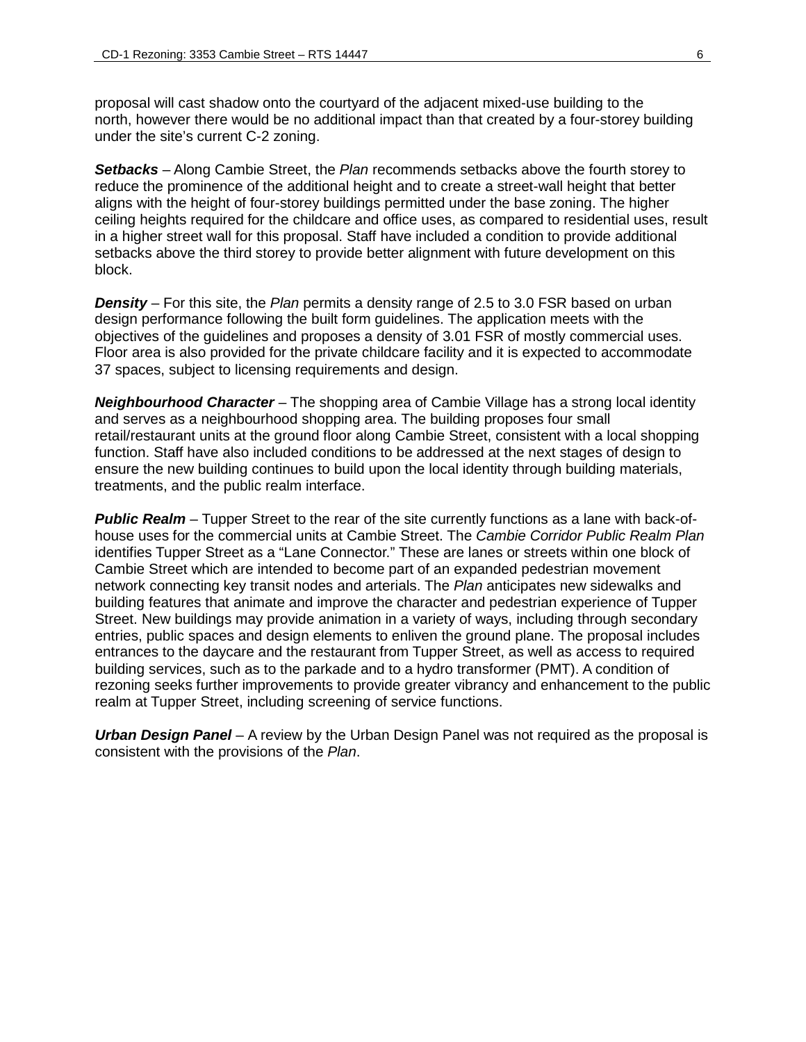proposal will cast shadow onto the courtyard of the adjacent mixed-use building to the north, however there would be no additional impact than that created by a four-storey building under the site's current C-2 zoning.

***Setbacks*** – Along Cambie Street, the *Plan* recommends setbacks above the fourth storey to reduce the prominence of the additional height and to create a street-wall height that better aligns with the height of four-storey buildings permitted under the base zoning. The higher ceiling heights required for the childcare and office uses, as compared to residential uses, result in a higher street wall for this proposal. Staff have included a condition to provide additional setbacks above the third storey to provide better alignment with future development on this block.

***Density*** – For this site, the *Plan* permits a density range of 2.5 to 3.0 FSR based on urban design performance following the built form guidelines. The application meets with the objectives of the guidelines and proposes a density of 3.01 FSR of mostly commercial uses. Floor area is also provided for the private childcare facility and it is expected to accommodate 37 spaces, subject to licensing requirements and design.

***Neighbourhood Character*** – The shopping area of Cambie Village has a strong local identity and serves as a neighbourhood shopping area. The building proposes four small retail/restaurant units at the ground floor along Cambie Street, consistent with a local shopping function. Staff have also included conditions to be addressed at the next stages of design to ensure the new building continues to build upon the local identity through building materials, treatments, and the public realm interface.

***Public Realm*** – Tupper Street to the rear of the site currently functions as a lane with back-of-house uses for the commercial units at Cambie Street. The *Cambie Corridor Public Realm Plan* identifies Tupper Street as a "Lane Connector." These are lanes or streets within one block of Cambie Street which are intended to become part of an expanded pedestrian movement network connecting key transit nodes and arterials. The *Plan* anticipates new sidewalks and building features that animate and improve the character and pedestrian experience of Tupper Street. New buildings may provide animation in a variety of ways, including through secondary entries, public spaces and design elements to enliven the ground plane. The proposal includes entrances to the daycare and the restaurant from Tupper Street, as well as access to required building services, such as to the parkade and to a hydro transformer (PMT). A condition of rezoning seeks further improvements to provide greater vibrancy and enhancement to the public realm at Tupper Street, including screening of service functions.

***Urban Design Panel*** – A review by the Urban Design Panel was not required as the proposal is consistent with the provisions of the *Plan*.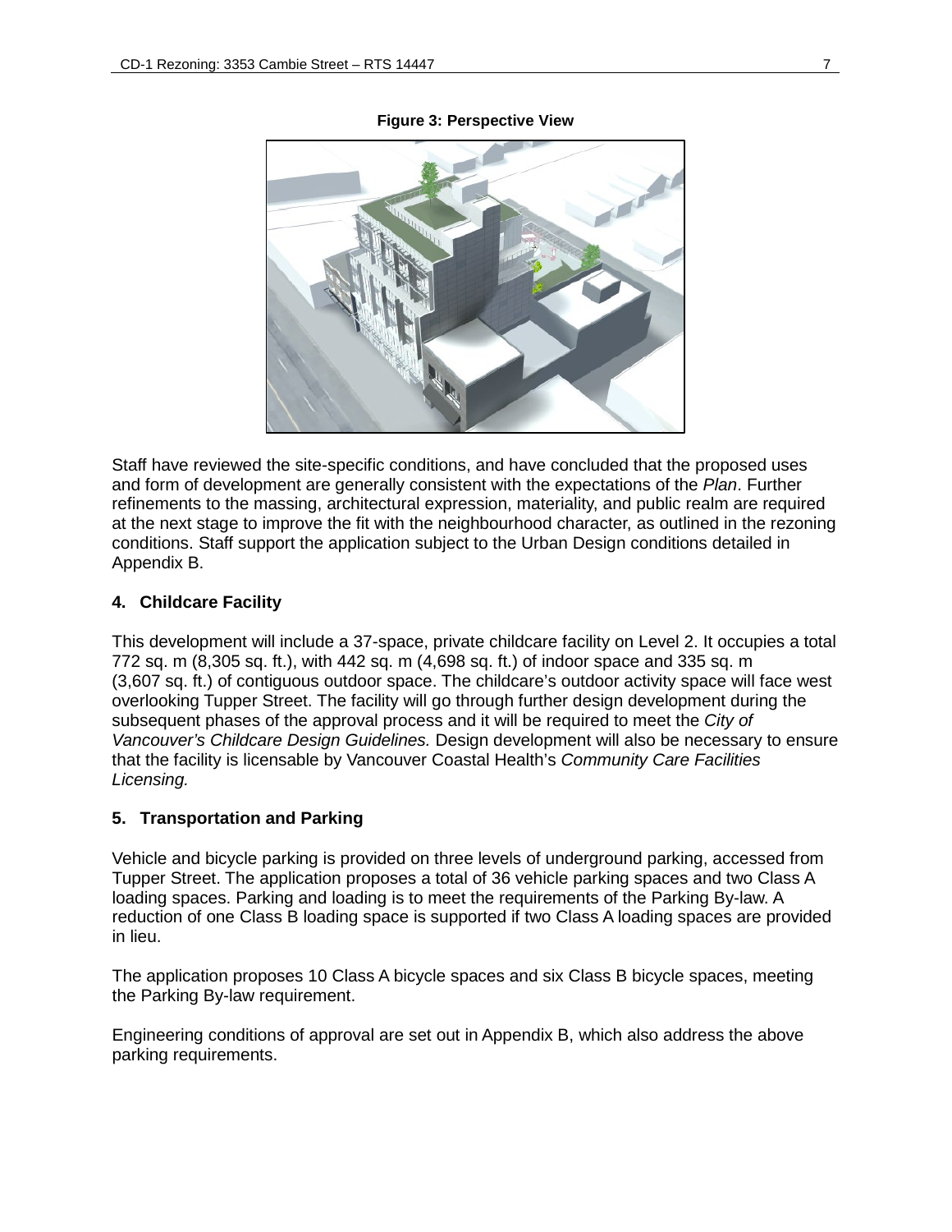**Figure 3: Perspective View**

Staff have reviewed the site-specific conditions, and have concluded that the proposed uses and form of development are generally consistent with the expectations of the *Plan*. Further refinements to the massing, architectural expression, materiality, and public realm are required at the next stage to improve the fit with the neighbourhood character, as outlined in the rezoning conditions. Staff support the application subject to the Urban Design conditions detailed in Appendix B.

### 4. Childcare Facility

This development will include a 37-space, private childcare facility on Level 2. It occupies a total 772 sq. m (8,305 sq. ft.), with 442 sq. m (4,698 sq. ft.) of indoor space and 335 sq. m (3,607 sq. ft.) of contiguous outdoor space. The childcare's outdoor activity space will face west overlooking Tupper Street. The facility will go through further design development during the subsequent phases of the approval process and it will be required to meet the *City of Vancouver's Childcare Design Guidelines.* Design development will also be necessary to ensure that the facility is licensable by Vancouver Coastal Health's *Community Care Facilities Licensing.*

### 5. Transportation and Parking

Vehicle and bicycle parking is provided on three levels of underground parking, accessed from Tupper Street. The application proposes a total of 36 vehicle parking spaces and two Class A loading spaces. Parking and loading is to meet the requirements of the Parking By-law. A reduction of one Class B loading space is supported if two Class A loading spaces are provided in lieu.

The application proposes 10 Class A bicycle spaces and six Class B bicycle spaces, meeting the Parking By-law requirement.

Engineering conditions of approval are set out in Appendix B, which also address the above parking requirements.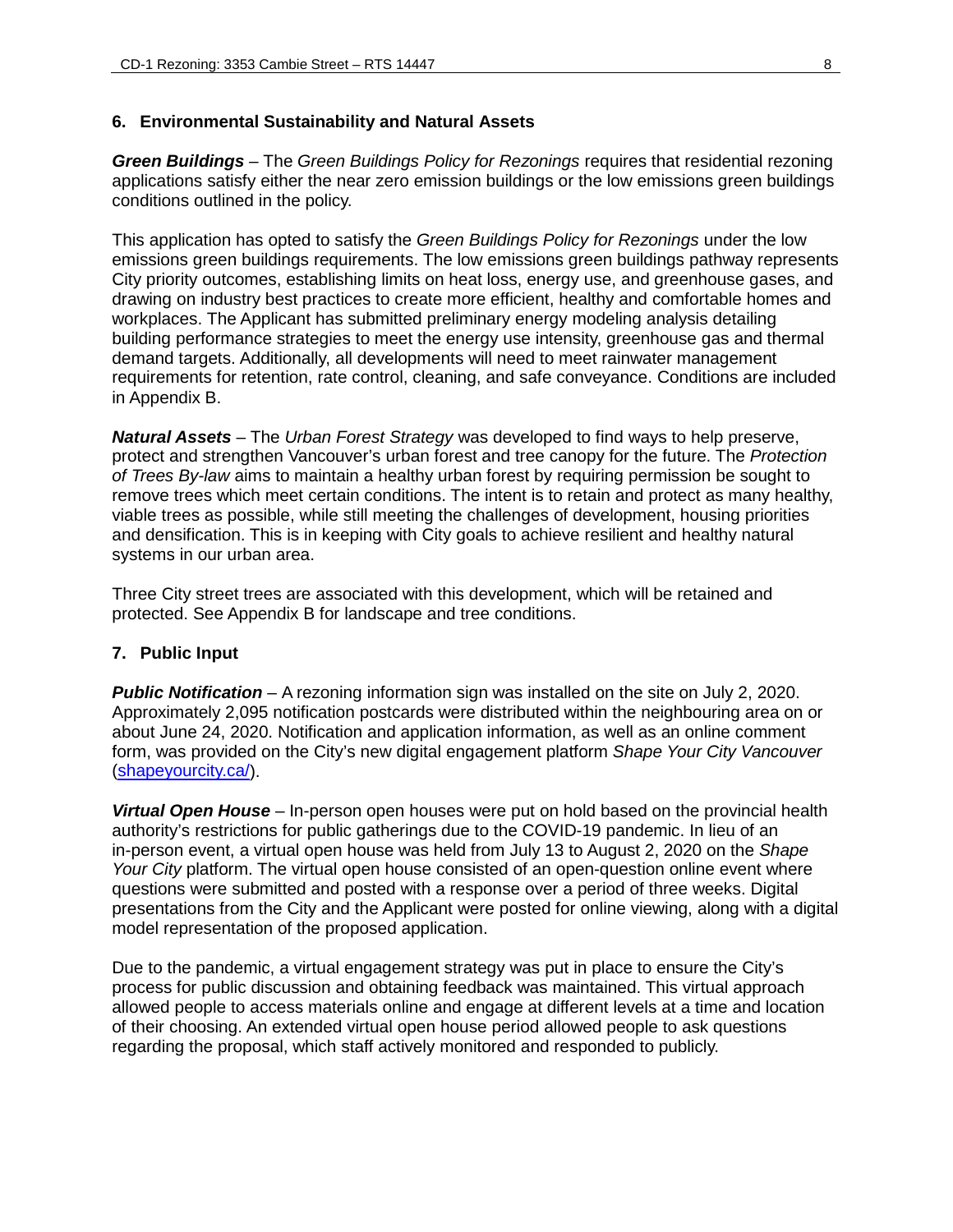## 6. Environmental Sustainability and Natural Assets

***Green Buildings*** – The *Green Buildings Policy for Rezonings* requires that residential rezoning applications satisfy either the near zero emission buildings or the low emissions green buildings conditions outlined in the policy.

This application has opted to satisfy the *Green Buildings Policy for Rezonings* under the low emissions green buildings requirements. The low emissions green buildings pathway represents City priority outcomes, establishing limits on heat loss, energy use, and greenhouse gases, and drawing on industry best practices to create more efficient, healthy and comfortable homes and workplaces. The Applicant has submitted preliminary energy modeling analysis detailing building performance strategies to meet the energy use intensity, greenhouse gas and thermal demand targets. Additionally, all developments will need to meet rainwater management requirements for retention, rate control, cleaning, and safe conveyance. Conditions are included in Appendix B.

***Natural Assets*** – The *Urban Forest Strategy* was developed to find ways to help preserve, protect and strengthen Vancouver's urban forest and tree canopy for the future. The *Protection of Trees By-law* aims to maintain a healthy urban forest by requiring permission be sought to remove trees which meet certain conditions. The intent is to retain and protect as many healthy, viable trees as possible, while still meeting the challenges of development, housing priorities and densification. This is in keeping with City goals to achieve resilient and healthy natural systems in our urban area.

Three City street trees are associated with this development, which will be retained and protected. See Appendix B for landscape and tree conditions.

## 7. Public Input

***Public Notification*** – A rezoning information sign was installed on the site on July 2, 2020. Approximately 2,095 notification postcards were distributed within the neighbouring area on or about June 24, 2020. Notification and application information, as well as an online comment form, was provided on the City's new digital engagement platform *Shape Your City Vancouver* ([shapeyourcity.ca/](shapeyourcity.ca/)).

***Virtual Open House*** – In-person open houses were put on hold based on the provincial health authority's restrictions for public gatherings due to the COVID-19 pandemic. In lieu of an in-person event, a virtual open house was held from July 13 to August 2, 2020 on the *Shape Your City* platform. The virtual open house consisted of an open-question online event where questions were submitted and posted with a response over a period of three weeks. Digital presentations from the City and the Applicant were posted for online viewing, along with a digital model representation of the proposed application.

Due to the pandemic, a virtual engagement strategy was put in place to ensure the City's process for public discussion and obtaining feedback was maintained. This virtual approach allowed people to access materials online and engage at different levels at a time and location of their choosing. An extended virtual open house period allowed people to ask questions regarding the proposal, which staff actively monitored and responded to publicly.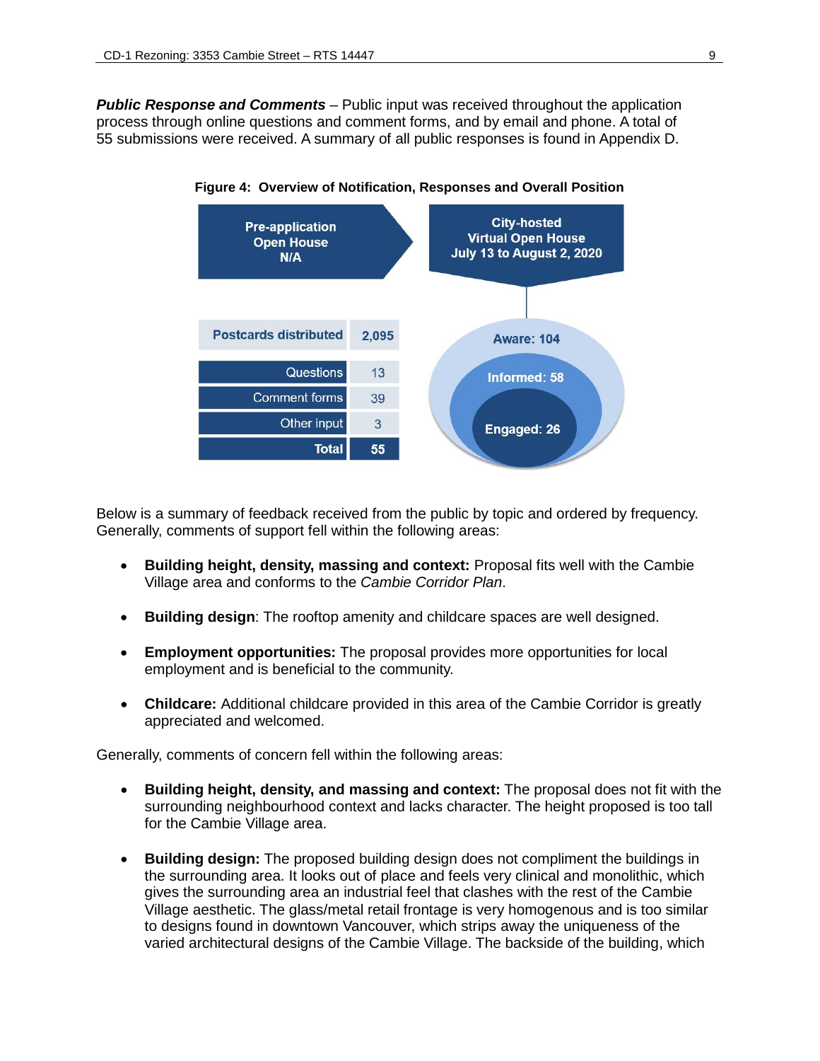***Public Response and Comments*** – Public input was received throughout the application process through online questions and comment forms, and by email and phone. A total of 55 submissions were received. A summary of all public responses is found in Appendix D.

**Figure 4: Overview of Notification, Responses and Overall Position**

**Pre-application Open House**
**N/A**

**City-hosted Virtual Open House**
**July 13 to August 2, 2020**

| Postcards distributed | 2,095 |
|---|---|
| Questions | 13 |
| Comment forms | 39 |
| Other input | 3 |
| **Total** | **55** |

**Aware: 104**
**Informed: 58**
**Engaged: 26**

Below is a summary of feedback received from the public by topic and ordered by frequency. Generally, comments of support fell within the following areas:

- **Building height, density, massing and context:** Proposal fits well with the Cambie Village area and conforms to the *Cambie Corridor Plan*.
- **Building design**: The rooftop amenity and childcare spaces are well designed.
- **Employment opportunities:** The proposal provides more opportunities for local employment and is beneficial to the community.
- **Childcare:** Additional childcare provided in this area of the Cambie Corridor is greatly appreciated and welcomed.

Generally, comments of concern fell within the following areas:

- **Building height, density, and massing and context:** The proposal does not fit with the surrounding neighbourhood context and lacks character. The height proposed is too tall for the Cambie Village area.
- **Building design:** The proposed building design does not compliment the buildings in the surrounding area. It looks out of place and feels very clinical and monolithic, which gives the surrounding area an industrial feel that clashes with the rest of the Cambie Village aesthetic. The glass/metal retail frontage is very homogenous and is too similar to designs found in downtown Vancouver, which strips away the uniqueness of the varied architectural designs of the Cambie Village. The backside of the building, which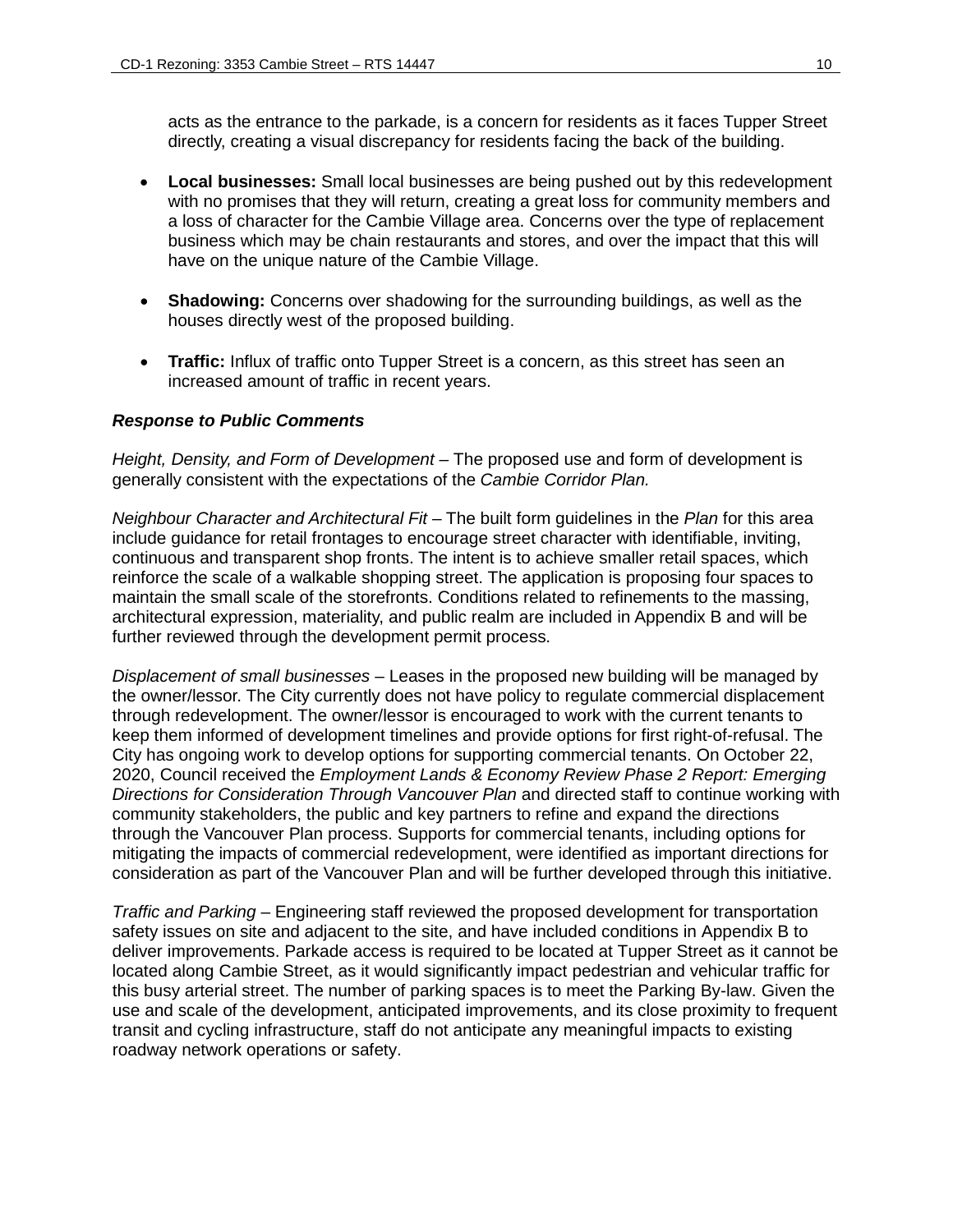acts as the entrance to the parkade, is a concern for residents as it faces Tupper Street directly, creating a visual discrepancy for residents facing the back of the building.

- **Local businesses:** Small local businesses are being pushed out by this redevelopment with no promises that they will return, creating a great loss for community members and a loss of character for the Cambie Village area. Concerns over the type of replacement business which may be chain restaurants and stores, and over the impact that this will have on the unique nature of the Cambie Village.

- **Shadowing:** Concerns over shadowing for the surrounding buildings, as well as the houses directly west of the proposed building.

- **Traffic:** Influx of traffic onto Tupper Street is a concern, as this street has seen an increased amount of traffic in recent years.

***Response to Public Comments***

*Height, Density, and Form of Development* – The proposed use and form of development is generally consistent with the expectations of the *Cambie Corridor Plan.*

*Neighbour Character and Architectural Fit* – The built form guidelines in the *Plan* for this area include guidance for retail frontages to encourage street character with identifiable, inviting, continuous and transparent shop fronts. The intent is to achieve smaller retail spaces, which reinforce the scale of a walkable shopping street. The application is proposing four spaces to maintain the small scale of the storefronts. Conditions related to refinements to the massing, architectural expression, materiality, and public realm are included in Appendix B and will be further reviewed through the development permit process.

*Displacement of small businesses* – Leases in the proposed new building will be managed by the owner/lessor. The City currently does not have policy to regulate commercial displacement through redevelopment. The owner/lessor is encouraged to work with the current tenants to keep them informed of development timelines and provide options for first right-of-refusal. The City has ongoing work to develop options for supporting commercial tenants. On October 22, 2020, Council received the *Employment Lands & Economy Review Phase 2 Report: Emerging Directions for Consideration Through Vancouver Plan* and directed staff to continue working with community stakeholders, the public and key partners to refine and expand the directions through the Vancouver Plan process. Supports for commercial tenants, including options for mitigating the impacts of commercial redevelopment, were identified as important directions for consideration as part of the Vancouver Plan and will be further developed through this initiative.

*Traffic and Parking* – Engineering staff reviewed the proposed development for transportation safety issues on site and adjacent to the site, and have included conditions in Appendix B to deliver improvements. Parkade access is required to be located at Tupper Street as it cannot be located along Cambie Street, as it would significantly impact pedestrian and vehicular traffic for this busy arterial street. The number of parking spaces is to meet the Parking By-law. Given the use and scale of the development, anticipated improvements, and its close proximity to frequent transit and cycling infrastructure, staff do not anticipate any meaningful impacts to existing roadway network operations or safety.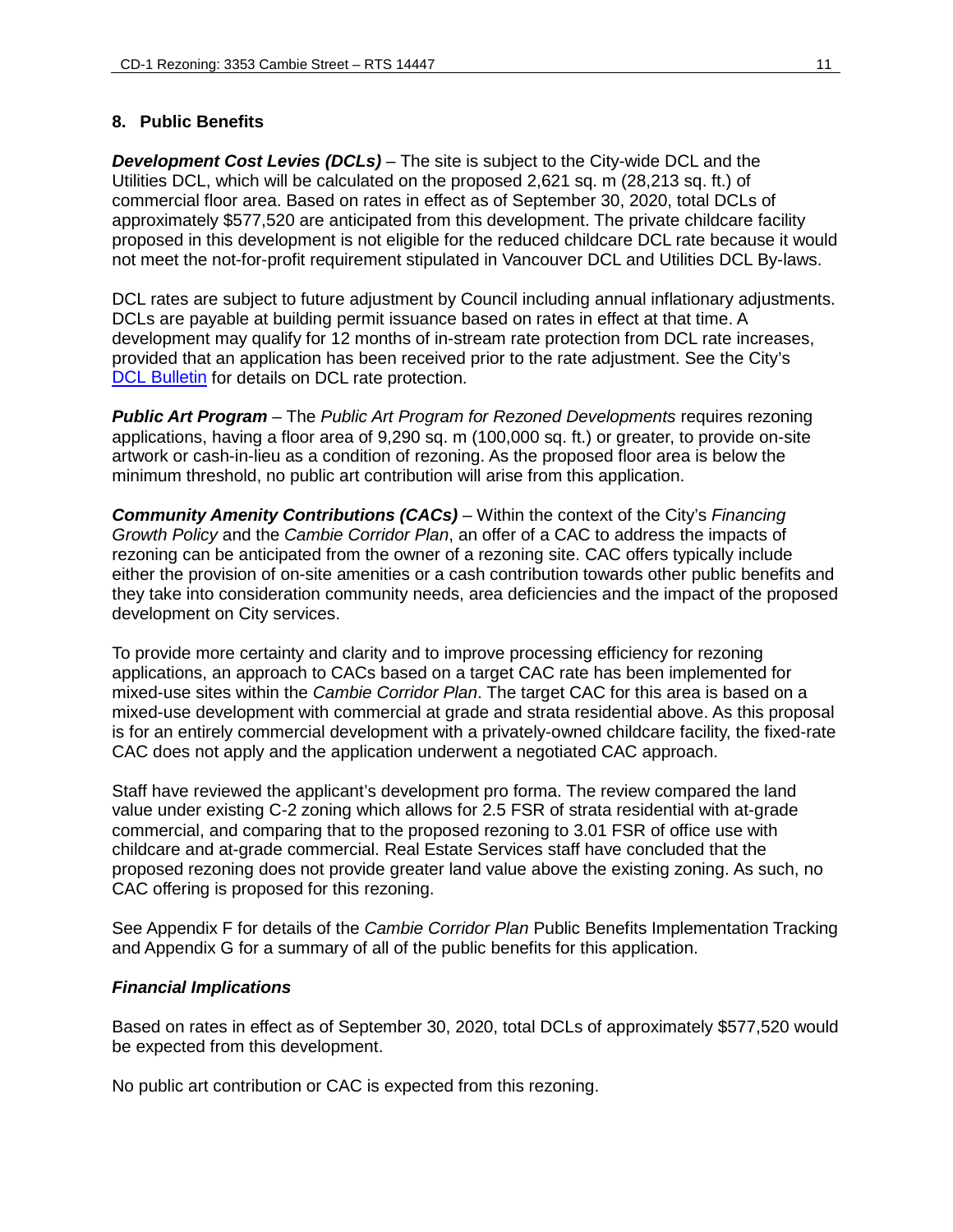## 8. Public Benefits

***Development Cost Levies (DCLs)*** – The site is subject to the City-wide DCL and the Utilities DCL, which will be calculated on the proposed 2,621 sq. m (28,213 sq. ft.) of commercial floor area. Based on rates in effect as of September 30, 2020, total DCLs of approximately $577,520 are anticipated from this development. The private childcare facility proposed in this development is not eligible for the reduced childcare DCL rate because it would not meet the not-for-profit requirement stipulated in Vancouver DCL and Utilities DCL By-laws.

DCL rates are subject to future adjustment by Council including annual inflationary adjustments. DCLs are payable at building permit issuance based on rates in effect at that time. A development may qualify for 12 months of in-stream rate protection from DCL rate increases, provided that an application has been received prior to the rate adjustment. See the City's DCL Bulletin for details on DCL rate protection.

***Public Art Program*** – The *Public Art Program for Rezoned Developments* requires rezoning applications, having a floor area of 9,290 sq. m (100,000 sq. ft.) or greater, to provide on-site artwork or cash-in-lieu as a condition of rezoning. As the proposed floor area is below the minimum threshold, no public art contribution will arise from this application.

***Community Amenity Contributions (CACs)*** – Within the context of the City's *Financing Growth Policy* and the *Cambie Corridor Plan*, an offer of a CAC to address the impacts of rezoning can be anticipated from the owner of a rezoning site. CAC offers typically include either the provision of on-site amenities or a cash contribution towards other public benefits and they take into consideration community needs, area deficiencies and the impact of the proposed development on City services.

To provide more certainty and clarity and to improve processing efficiency for rezoning applications, an approach to CACs based on a target CAC rate has been implemented for mixed-use sites within the *Cambie Corridor Plan*. The target CAC for this area is based on a mixed-use development with commercial at grade and strata residential above. As this proposal is for an entirely commercial development with a privately-owned childcare facility, the fixed-rate CAC does not apply and the application underwent a negotiated CAC approach.

Staff have reviewed the applicant's development pro forma. The review compared the land value under existing C-2 zoning which allows for 2.5 FSR of strata residential with at-grade commercial, and comparing that to the proposed rezoning to 3.01 FSR of office use with childcare and at-grade commercial. Real Estate Services staff have concluded that the proposed rezoning does not provide greater land value above the existing zoning. As such, no CAC offering is proposed for this rezoning.

See Appendix F for details of the *Cambie Corridor Plan* Public Benefits Implementation Tracking and Appendix G for a summary of all of the public benefits for this application.

### *Financial Implications*

Based on rates in effect as of September 30, 2020, total DCLs of approximately $577,520 would be expected from this development.

No public art contribution or CAC is expected from this rezoning.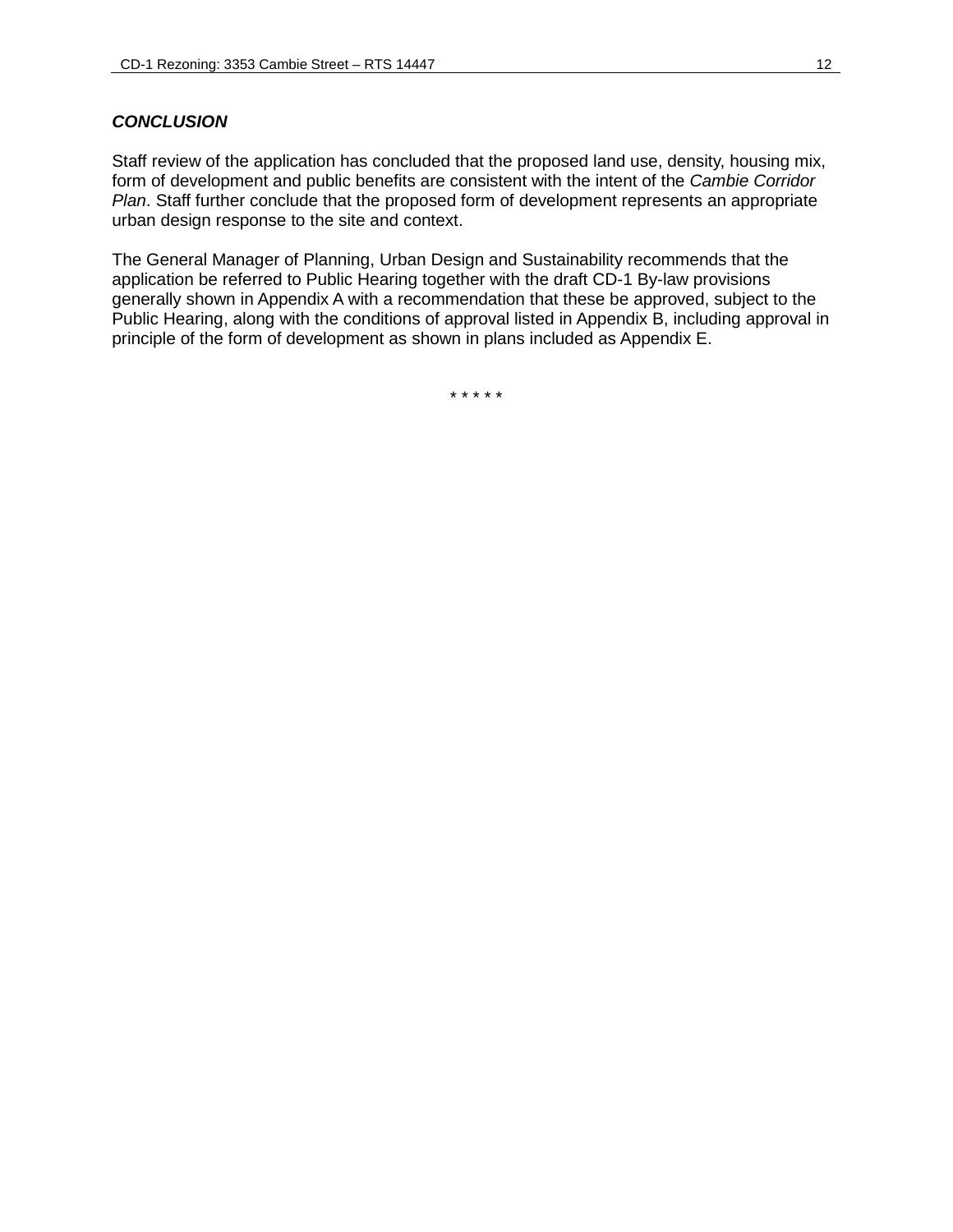***CONCLUSION***

Staff review of the application has concluded that the proposed land use, density, housing mix, form of development and public benefits are consistent with the intent of the *Cambie Corridor Plan*. Staff further conclude that the proposed form of development represents an appropriate urban design response to the site and context.

The General Manager of Planning, Urban Design and Sustainability recommends that the application be referred to Public Hearing together with the draft CD-1 By-law provisions generally shown in Appendix A with a recommendation that these be approved, subject to the Public Hearing, along with the conditions of approval listed in Appendix B, including approval in principle of the form of development as shown in plans included as Appendix E.

\* \* \* \* \*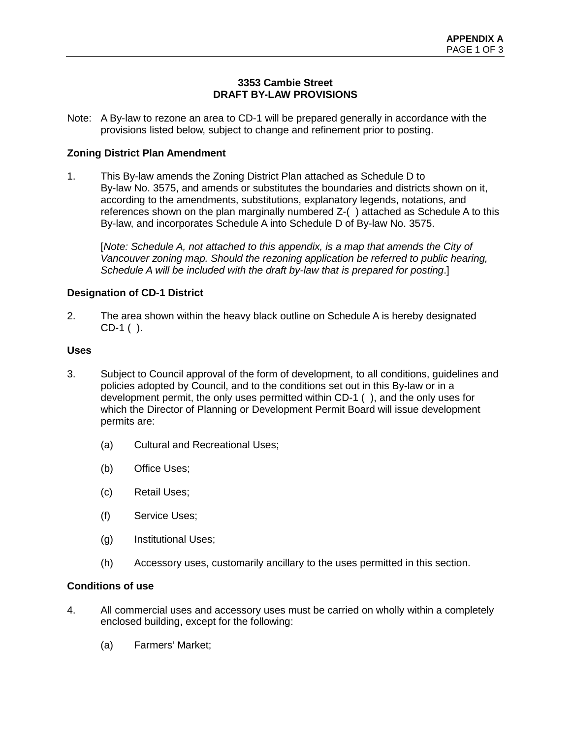APPENDIX A

# 3353 Cambie Street
# DRAFT BY-LAW PROVISIONS

Note: A By-law to rezone an area to CD-1 will be prepared generally in accordance with the provisions listed below, subject to change and refinement prior to posting.

**Zoning District Plan Amendment**

1. This By-law amends the Zoning District Plan attached as Schedule D to By-law No. 3575, and amends or substitutes the boundaries and districts shown on it, according to the amendments, substitutions, explanatory legends, notations, and references shown on the plan marginally numbered Z-( ) attached as Schedule A to this By-law, and incorporates Schedule A into Schedule D of By-law No. 3575.

   [*Note: Schedule A, not attached to this appendix, is a map that amends the City of Vancouver zoning map. Should the rezoning application be referred to public hearing, Schedule A will be included with the draft by-law that is prepared for posting*.]

**Designation of CD-1 District**

2. The area shown within the heavy black outline on Schedule A is hereby designated CD-1 ( ).

**Uses**

3. Subject to Council approval of the form of development, to all conditions, guidelines and policies adopted by Council, and to the conditions set out in this By-law or in a development permit, the only uses permitted within CD-1 ( ), and the only uses for which the Director of Planning or Development Permit Board will issue development permits are:

   (a) Cultural and Recreational Uses;

   (b) Office Uses;

   (c) Retail Uses;

   (f) Service Uses;

   (g) Institutional Uses;

   (h) Accessory uses, customarily ancillary to the uses permitted in this section.

**Conditions of use**

4. All commercial uses and accessory uses must be carried on wholly within a completely enclosed building, except for the following:

   (a) Farmers' Market;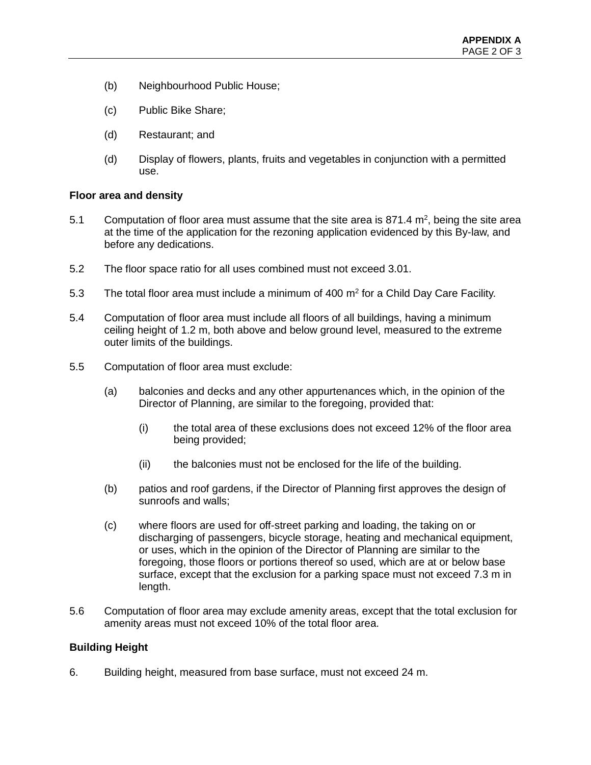(b) Neighbourhood Public House;

(c) Public Bike Share;

(d) Restaurant; and

(d) Display of flowers, plants, fruits and vegetables in conjunction with a permitted use.

**Floor area and density**

5.1 Computation of floor area must assume that the site area is 871.4 $m^2$, being the site area at the time of the application for the rezoning application evidenced by this By-law, and before any dedications.

5.2 The floor space ratio for all uses combined must not exceed 3.01.

5.3 The total floor area must include a minimum of 400 $m^2$ for a Child Day Care Facility.

5.4 Computation of floor area must include all floors of all buildings, having a minimum ceiling height of 1.2 m, both above and below ground level, measured to the extreme outer limits of the buildings.

5.5 Computation of floor area must exclude:

(a) balconies and decks and any other appurtenances which, in the opinion of the Director of Planning, are similar to the foregoing, provided that:

(i) the total area of these exclusions does not exceed 12% of the floor area being provided;

(ii) the balconies must not be enclosed for the life of the building.

(b) patios and roof gardens, if the Director of Planning first approves the design of sunroofs and walls;

(c) where floors are used for off-street parking and loading, the taking on or discharging of passengers, bicycle storage, heating and mechanical equipment, or uses, which in the opinion of the Director of Planning are similar to the foregoing, those floors or portions thereof so used, which are at or below base surface, except that the exclusion for a parking space must not exceed 7.3 m in length.

5.6 Computation of floor area may exclude amenity areas, except that the total exclusion for amenity areas must not exceed 10% of the total floor area.

**Building Height**

6. Building height, measured from base surface, must not exceed 24 m.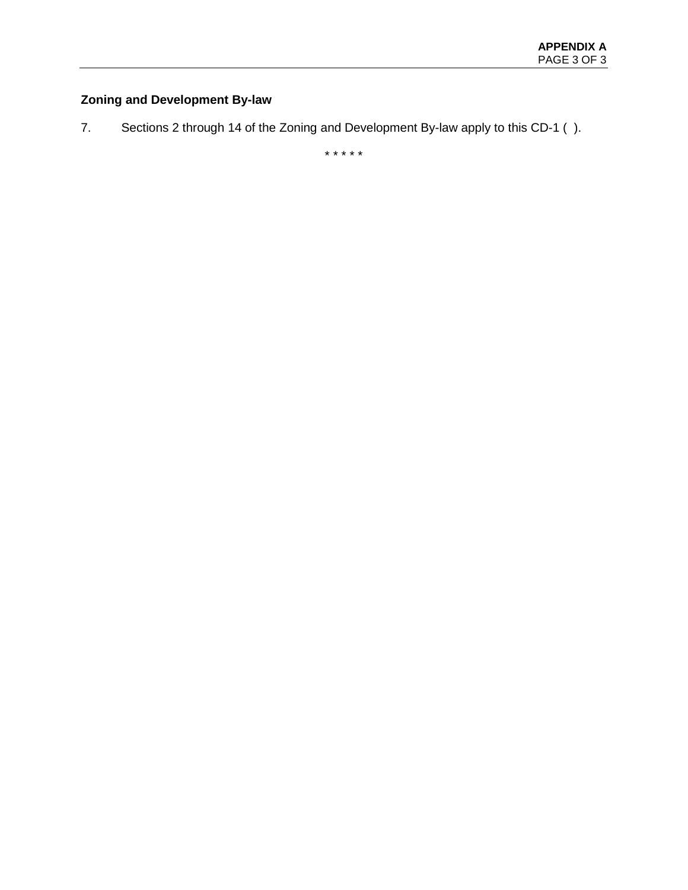**Zoning and Development By-law**

7. Sections 2 through 14 of the Zoning and Development By-law apply to this CD-1 ( ).

* * * * *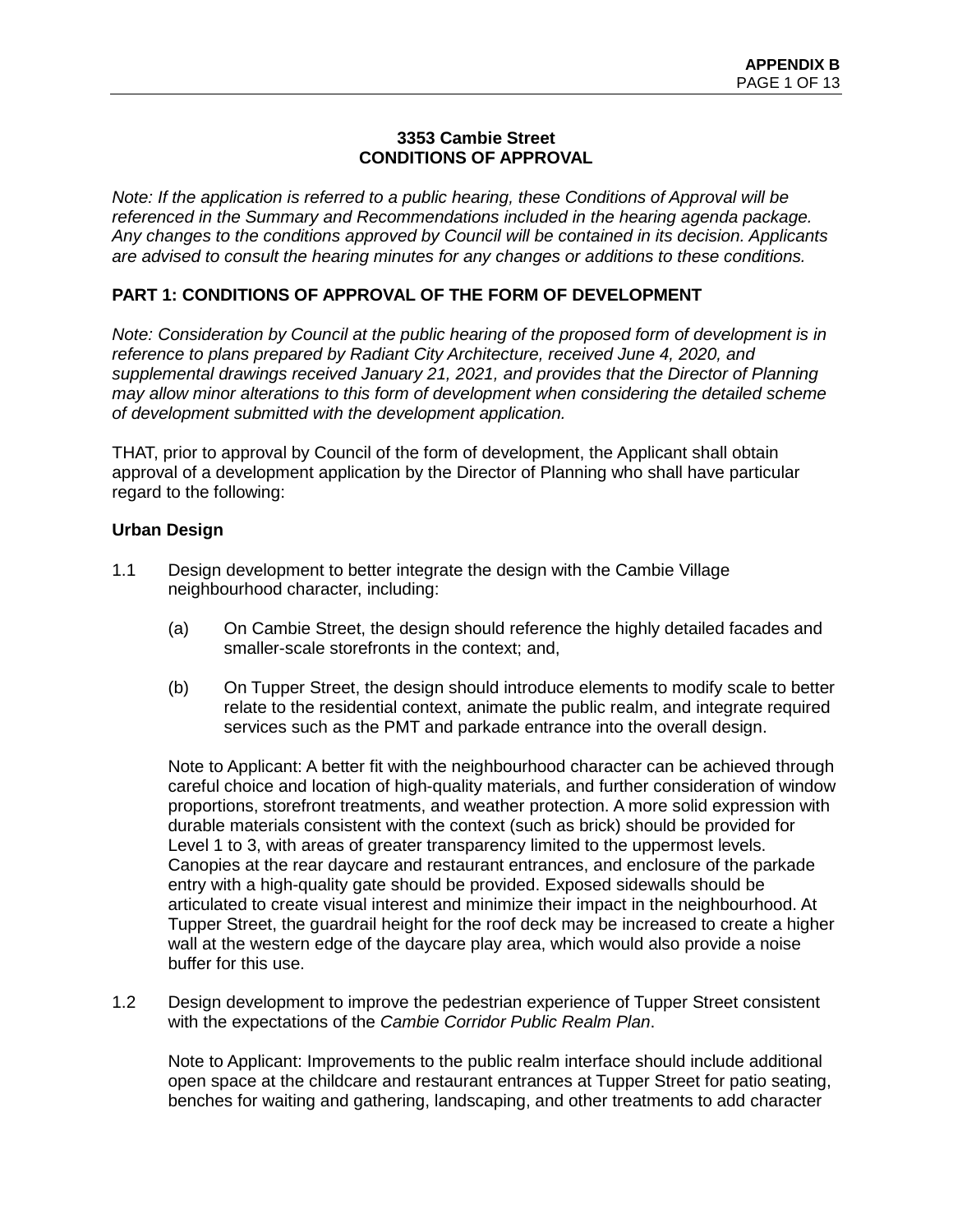**3353 Cambie Street**
**CONDITIONS OF APPROVAL**

*Note: If the application is referred to a public hearing, these Conditions of Approval will be referenced in the Summary and Recommendations included in the hearing agenda package. Any changes to the conditions approved by Council will be contained in its decision. Applicants are advised to consult the hearing minutes for any changes or additions to these conditions.*

## PART 1: CONDITIONS OF APPROVAL OF THE FORM OF DEVELOPMENT

*Note: Consideration by Council at the public hearing of the proposed form of development is in reference to plans prepared by Radiant City Architecture, received June 4, 2020, and supplemental drawings received January 21, 2021, and provides that the Director of Planning may allow minor alterations to this form of development when considering the detailed scheme of development submitted with the development application.*

THAT, prior to approval by Council of the form of development, the Applicant shall obtain approval of a development application by the Director of Planning who shall have particular regard to the following:

### Urban Design

1.1 Design development to better integrate the design with the Cambie Village neighbourhood character, including:

   (a) On Cambie Street, the design should reference the highly detailed facades and smaller-scale storefronts in the context; and,

   (b) On Tupper Street, the design should introduce elements to modify scale to better relate to the residential context, animate the public realm, and integrate required services such as the PMT and parkade entrance into the overall design.

   Note to Applicant: A better fit with the neighbourhood character can be achieved through careful choice and location of high-quality materials, and further consideration of window proportions, storefront treatments, and weather protection. A more solid expression with durable materials consistent with the context (such as brick) should be provided for Level 1 to 3, with areas of greater transparency limited to the uppermost levels. Canopies at the rear daycare and restaurant entrances, and enclosure of the parkade entry with a high-quality gate should be provided. Exposed sidewalls should be articulated to create visual interest and minimize their impact in the neighbourhood. At Tupper Street, the guardrail height for the roof deck may be increased to create a higher wall at the western edge of the daycare play area, which would also provide a noise buffer for this use.

1.2 Design development to improve the pedestrian experience of Tupper Street consistent with the expectations of the *Cambie Corridor Public Realm Plan*.

   Note to Applicant: Improvements to the public realm interface should include additional open space at the childcare and restaurant entrances at Tupper Street for patio seating, benches for waiting and gathering, landscaping, and other treatments to add character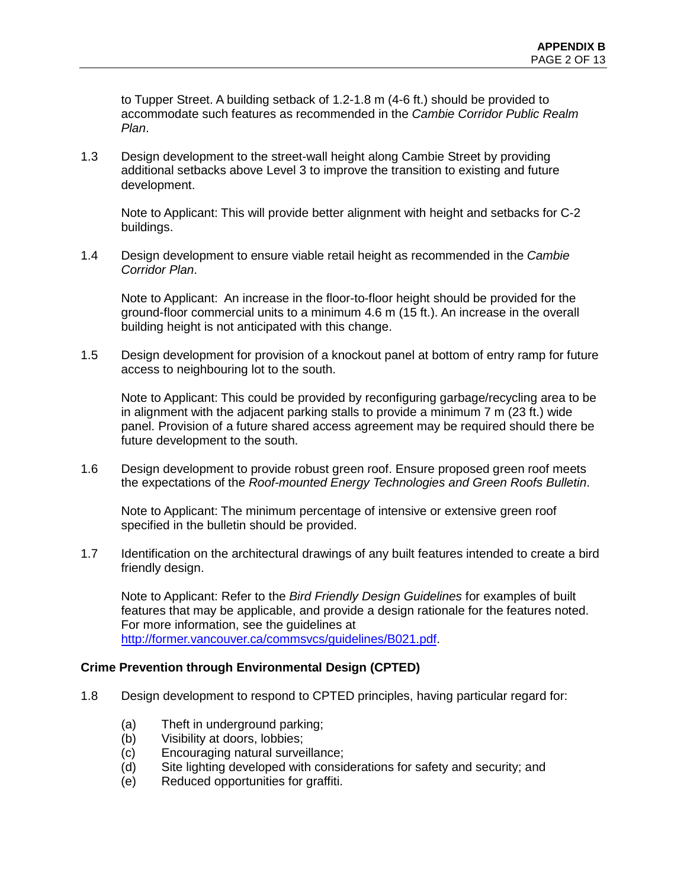to Tupper Street. A building setback of 1.2-1.8 m (4-6 ft.) should be provided to accommodate such features as recommended in the *Cambie Corridor Public Realm Plan*.

1.3 Design development to the street-wall height along Cambie Street by providing additional setbacks above Level 3 to improve the transition to existing and future development.

Note to Applicant: This will provide better alignment with height and setbacks for C-2 buildings.

1.4 Design development to ensure viable retail height as recommended in the *Cambie Corridor Plan*.

Note to Applicant: An increase in the floor-to-floor height should be provided for the ground-floor commercial units to a minimum 4.6 m (15 ft.). An increase in the overall building height is not anticipated with this change.

1.5 Design development for provision of a knockout panel at bottom of entry ramp for future access to neighbouring lot to the south.

Note to Applicant: This could be provided by reconfiguring garbage/recycling area to be in alignment with the adjacent parking stalls to provide a minimum 7 m (23 ft.) wide panel. Provision of a future shared access agreement may be required should there be future development to the south.

1.6 Design development to provide robust green roof. Ensure proposed green roof meets the expectations of the *Roof-mounted Energy Technologies and Green Roofs Bulletin*.

Note to Applicant: The minimum percentage of intensive or extensive green roof specified in the bulletin should be provided.

1.7 Identification on the architectural drawings of any built features intended to create a bird friendly design.

Note to Applicant: Refer to the *Bird Friendly Design Guidelines* for examples of built features that may be applicable, and provide a design rationale for the features noted. For more information, see the guidelines at http://former.vancouver.ca/commsvcs/guidelines/B021.pdf.

**Crime Prevention through Environmental Design (CPTED)**

1.8 Design development to respond to CPTED principles, having particular regard for:

(a) Theft in underground parking;
(b) Visibility at doors, lobbies;
(c) Encouraging natural surveillance;
(d) Site lighting developed with considerations for safety and security; and
(e) Reduced opportunities for graffiti.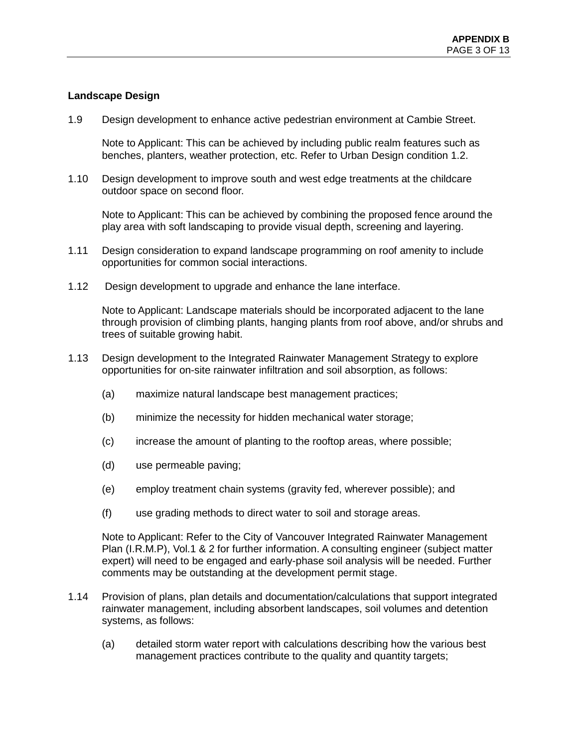**Landscape Design**

1.9 Design development to enhance active pedestrian environment at Cambie Street.

Note to Applicant: This can be achieved by including public realm features such as benches, planters, weather protection, etc. Refer to Urban Design condition 1.2.

1.10 Design development to improve south and west edge treatments at the childcare outdoor space on second floor.

Note to Applicant: This can be achieved by combining the proposed fence around the play area with soft landscaping to provide visual depth, screening and layering.

1.11 Design consideration to expand landscape programming on roof amenity to include opportunities for common social interactions.

1.12 Design development to upgrade and enhance the lane interface.

Note to Applicant: Landscape materials should be incorporated adjacent to the lane through provision of climbing plants, hanging plants from roof above, and/or shrubs and trees of suitable growing habit.

1.13 Design development to the Integrated Rainwater Management Strategy to explore opportunities for on-site rainwater infiltration and soil absorption, as follows:

(a) maximize natural landscape best management practices;

(b) minimize the necessity for hidden mechanical water storage;

(c) increase the amount of planting to the rooftop areas, where possible;

(d) use permeable paving;

(e) employ treatment chain systems (gravity fed, wherever possible); and

(f) use grading methods to direct water to soil and storage areas.

Note to Applicant: Refer to the City of Vancouver Integrated Rainwater Management Plan (I.R.M.P), Vol.1 & 2 for further information. A consulting engineer (subject matter expert) will need to be engaged and early-phase soil analysis will be needed. Further comments may be outstanding at the development permit stage.

1.14 Provision of plans, plan details and documentation/calculations that support integrated rainwater management, including absorbent landscapes, soil volumes and detention systems, as follows:

(a) detailed storm water report with calculations describing how the various best management practices contribute to the quality and quantity targets;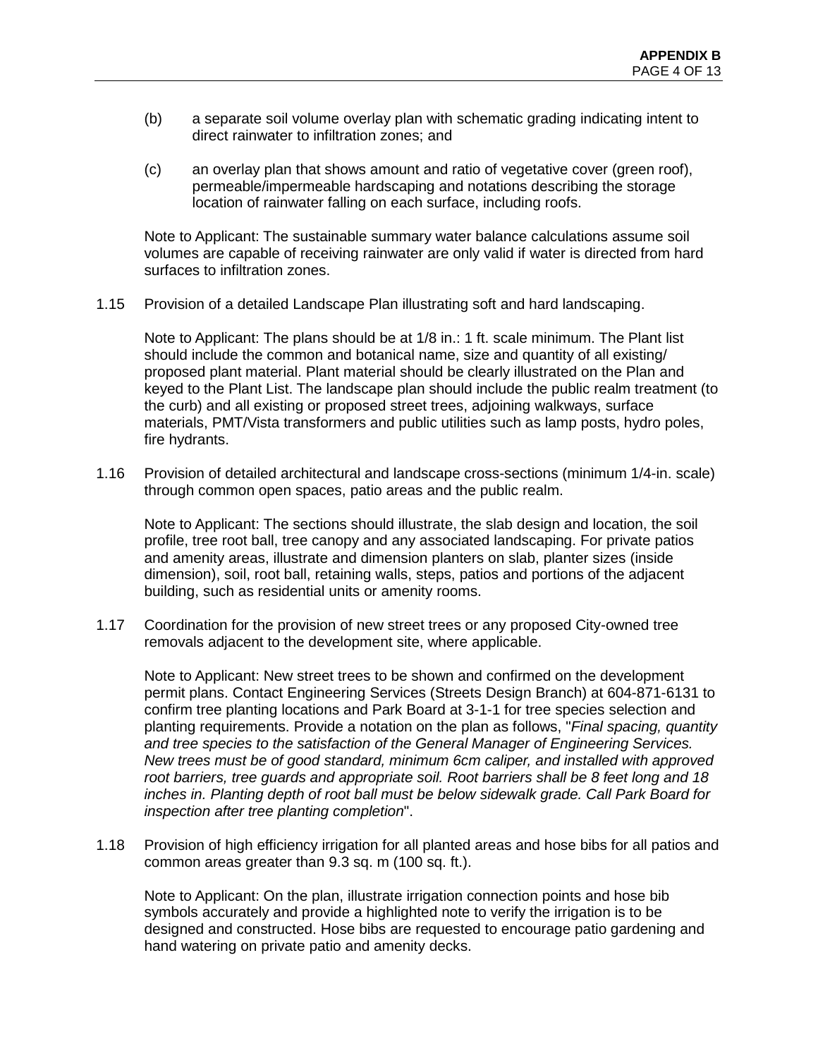(b) a separate soil volume overlay plan with schematic grading indicating intent to direct rainwater to infiltration zones; and

(c) an overlay plan that shows amount and ratio of vegetative cover (green roof), permeable/impermeable hardscaping and notations describing the storage location of rainwater falling on each surface, including roofs.

Note to Applicant: The sustainable summary water balance calculations assume soil volumes are capable of receiving rainwater are only valid if water is directed from hard surfaces to infiltration zones.

1.15 Provision of a detailed Landscape Plan illustrating soft and hard landscaping.

Note to Applicant: The plans should be at 1/8 in.: 1 ft. scale minimum. The Plant list should include the common and botanical name, size and quantity of all existing/ proposed plant material. Plant material should be clearly illustrated on the Plan and keyed to the Plant List. The landscape plan should include the public realm treatment (to the curb) and all existing or proposed street trees, adjoining walkways, surface materials, PMT/Vista transformers and public utilities such as lamp posts, hydro poles, fire hydrants.

1.16 Provision of detailed architectural and landscape cross-sections (minimum 1/4-in. scale) through common open spaces, patio areas and the public realm.

Note to Applicant: The sections should illustrate, the slab design and location, the soil profile, tree root ball, tree canopy and any associated landscaping. For private patios and amenity areas, illustrate and dimension planters on slab, planter sizes (inside dimension), soil, root ball, retaining walls, steps, patios and portions of the adjacent building, such as residential units or amenity rooms.

1.17 Coordination for the provision of new street trees or any proposed City-owned tree removals adjacent to the development site, where applicable.

Note to Applicant: New street trees to be shown and confirmed on the development permit plans. Contact Engineering Services (Streets Design Branch) at 604-871-6131 to confirm tree planting locations and Park Board at 3-1-1 for tree species selection and planting requirements. Provide a notation on the plan as follows, "*Final spacing, quantity and tree species to the satisfaction of the General Manager of Engineering Services. New trees must be of good standard, minimum 6cm caliper, and installed with approved root barriers, tree guards and appropriate soil. Root barriers shall be 8 feet long and 18 inches in. Planting depth of root ball must be below sidewalk grade. Call Park Board for inspection after tree planting completion*".

1.18 Provision of high efficiency irrigation for all planted areas and hose bibs for all patios and common areas greater than 9.3 sq. m (100 sq. ft.).

Note to Applicant: On the plan, illustrate irrigation connection points and hose bib symbols accurately and provide a highlighted note to verify the irrigation is to be designed and constructed. Hose bibs are requested to encourage patio gardening and hand watering on private patio and amenity decks.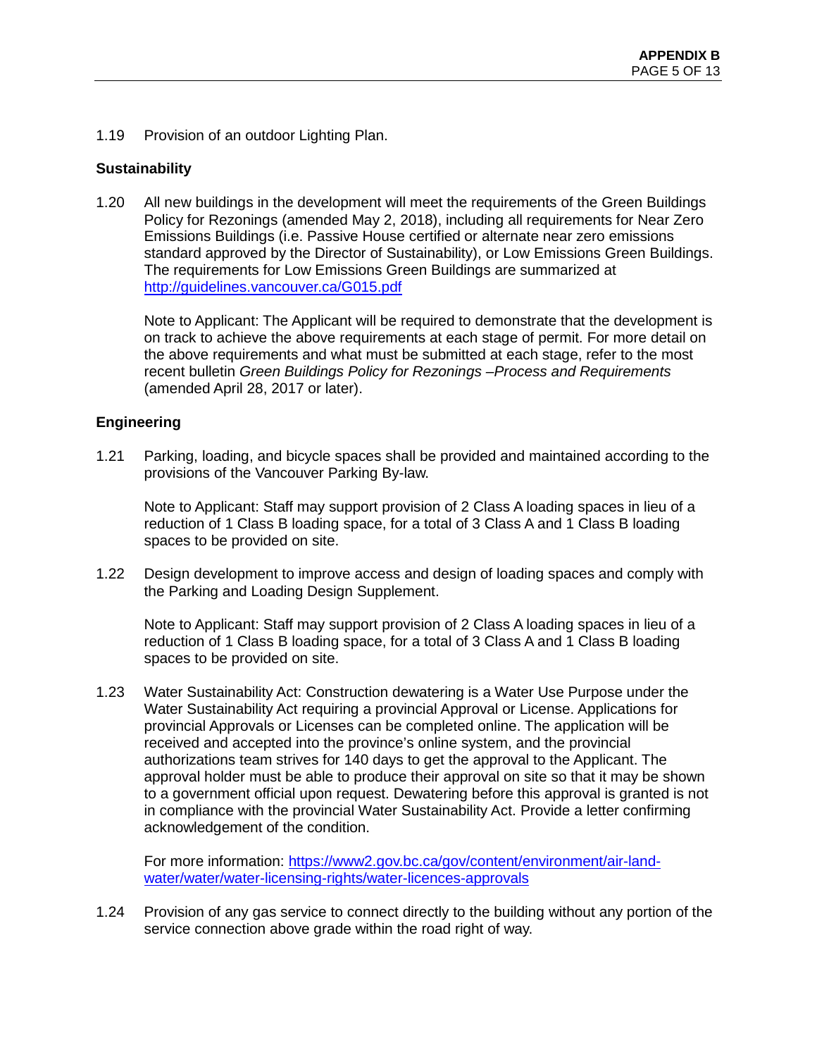1.19 Provision of an outdoor Lighting Plan.

**Sustainability**

1.20 All new buildings in the development will meet the requirements of the Green Buildings Policy for Rezonings (amended May 2, 2018), including all requirements for Near Zero Emissions Buildings (i.e. Passive House certified or alternate near zero emissions standard approved by the Director of Sustainability), or Low Emissions Green Buildings. The requirements for Low Emissions Green Buildings are summarized at [http://guidelines.vancouver.ca/G015.pdf](http://guidelines.vancouver.ca/G015.pdf)

Note to Applicant: The Applicant will be required to demonstrate that the development is on track to achieve the above requirements at each stage of permit. For more detail on the above requirements and what must be submitted at each stage, refer to the most recent bulletin *Green Buildings Policy for Rezonings –Process and Requirements* (amended April 28, 2017 or later).

**Engineering**

1.21 Parking, loading, and bicycle spaces shall be provided and maintained according to the provisions of the Vancouver Parking By-law.

Note to Applicant: Staff may support provision of 2 Class A loading spaces in lieu of a reduction of 1 Class B loading space, for a total of 3 Class A and 1 Class B loading spaces to be provided on site.

1.22 Design development to improve access and design of loading spaces and comply with the Parking and Loading Design Supplement.

Note to Applicant: Staff may support provision of 2 Class A loading spaces in lieu of a reduction of 1 Class B loading space, for a total of 3 Class A and 1 Class B loading spaces to be provided on site.

1.23 Water Sustainability Act: Construction dewatering is a Water Use Purpose under the Water Sustainability Act requiring a provincial Approval or License. Applications for provincial Approvals or Licenses can be completed online. The application will be received and accepted into the province's online system, and the provincial authorizations team strives for 140 days to get the approval to the Applicant. The approval holder must be able to produce their approval on site so that it may be shown to a government official upon request. Dewatering before this approval is granted is not in compliance with the provincial Water Sustainability Act. Provide a letter confirming acknowledgement of the condition.

For more information: [https://www2.gov.bc.ca/gov/content/environment/air-land-water/water/water-licensing-rights/water-licences-approvals](https://www2.gov.bc.ca/gov/content/environment/air-land-water/water/water-licensing-rights/water-licences-approvals)

1.24 Provision of any gas service to connect directly to the building without any portion of the service connection above grade within the road right of way.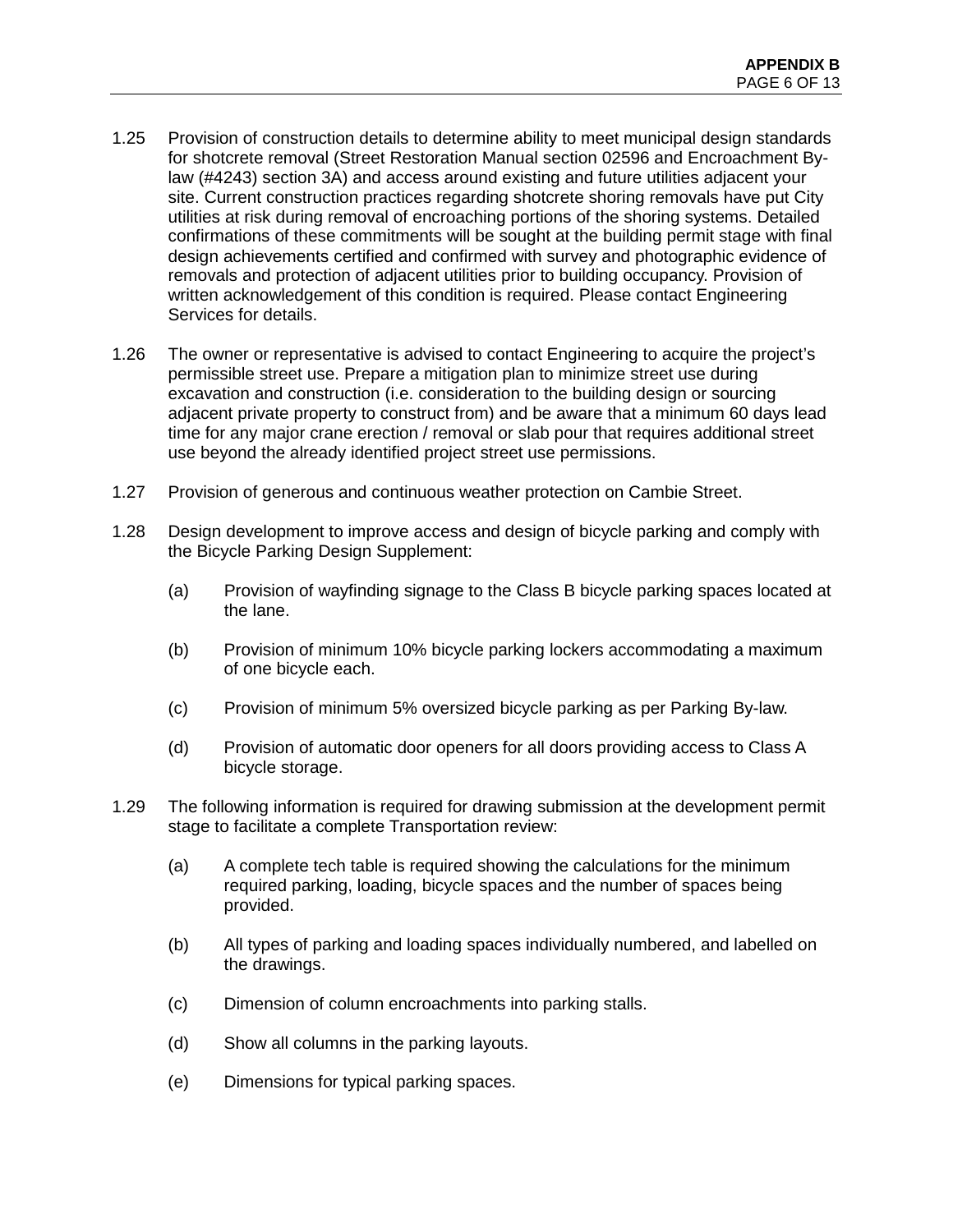1.25 Provision of construction details to determine ability to meet municipal design standards for shotcrete removal (Street Restoration Manual section 02596 and Encroachment By-law (#4243) section 3A) and access around existing and future utilities adjacent your site. Current construction practices regarding shotcrete shoring removals have put City utilities at risk during removal of encroaching portions of the shoring systems. Detailed confirmations of these commitments will be sought at the building permit stage with final design achievements certified and confirmed with survey and photographic evidence of removals and protection of adjacent utilities prior to building occupancy. Provision of written acknowledgement of this condition is required. Please contact Engineering Services for details.

1.26 The owner or representative is advised to contact Engineering to acquire the project's permissible street use. Prepare a mitigation plan to minimize street use during excavation and construction (i.e. consideration to the building design or sourcing adjacent private property to construct from) and be aware that a minimum 60 days lead time for any major crane erection / removal or slab pour that requires additional street use beyond the already identified project street use permissions.

1.27 Provision of generous and continuous weather protection on Cambie Street.

1.28 Design development to improve access and design of bicycle parking and comply with the Bicycle Parking Design Supplement:

(a) Provision of wayfinding signage to the Class B bicycle parking spaces located at the lane.

(b) Provision of minimum 10% bicycle parking lockers accommodating a maximum of one bicycle each.

(c) Provision of minimum 5% oversized bicycle parking as per Parking By-law.

(d) Provision of automatic door openers for all doors providing access to Class A bicycle storage.

1.29 The following information is required for drawing submission at the development permit stage to facilitate a complete Transportation review:

(a) A complete tech table is required showing the calculations for the minimum required parking, loading, bicycle spaces and the number of spaces being provided.

(b) All types of parking and loading spaces individually numbered, and labelled on the drawings.

(c) Dimension of column encroachments into parking stalls.

(d) Show all columns in the parking layouts.

(e) Dimensions for typical parking spaces.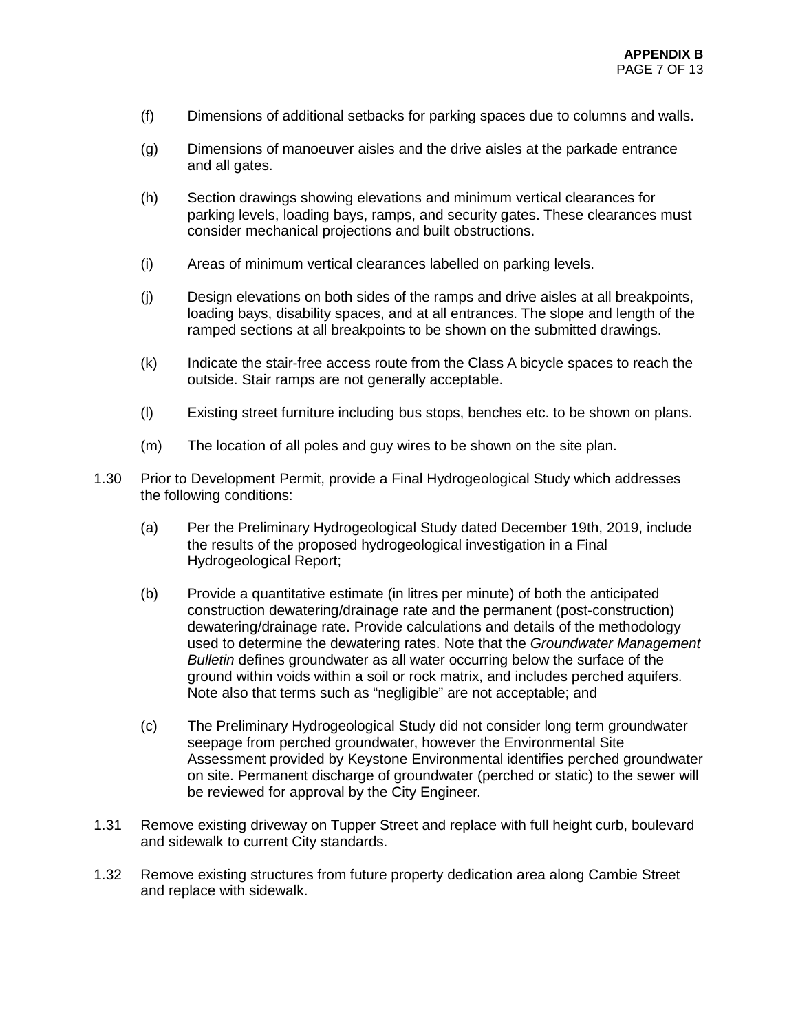(f) Dimensions of additional setbacks for parking spaces due to columns and walls.

(g) Dimensions of manoeuver aisles and the drive aisles at the parkade entrance and all gates.

(h) Section drawings showing elevations and minimum vertical clearances for parking levels, loading bays, ramps, and security gates. These clearances must consider mechanical projections and built obstructions.

(i) Areas of minimum vertical clearances labelled on parking levels.

(j) Design elevations on both sides of the ramps and drive aisles at all breakpoints, loading bays, disability spaces, and at all entrances. The slope and length of the ramped sections at all breakpoints to be shown on the submitted drawings.

(k) Indicate the stair-free access route from the Class A bicycle spaces to reach the outside. Stair ramps are not generally acceptable.

(l) Existing street furniture including bus stops, benches etc. to be shown on plans.

(m) The location of all poles and guy wires to be shown on the site plan.

1.30 Prior to Development Permit, provide a Final Hydrogeological Study which addresses the following conditions:

(a) Per the Preliminary Hydrogeological Study dated December 19th, 2019, include the results of the proposed hydrogeological investigation in a Final Hydrogeological Report;

(b) Provide a quantitative estimate (in litres per minute) of both the anticipated construction dewatering/drainage rate and the permanent (post-construction) dewatering/drainage rate. Provide calculations and details of the methodology used to determine the dewatering rates. Note that the *Groundwater Management Bulletin* defines groundwater as all water occurring below the surface of the ground within voids within a soil or rock matrix, and includes perched aquifers. Note also that terms such as "negligible" are not acceptable; and

(c) The Preliminary Hydrogeological Study did not consider long term groundwater seepage from perched groundwater, however the Environmental Site Assessment provided by Keystone Environmental identifies perched groundwater on site. Permanent discharge of groundwater (perched or static) to the sewer will be reviewed for approval by the City Engineer.

1.31 Remove existing driveway on Tupper Street and replace with full height curb, boulevard and sidewalk to current City standards.

1.32 Remove existing structures from future property dedication area along Cambie Street and replace with sidewalk.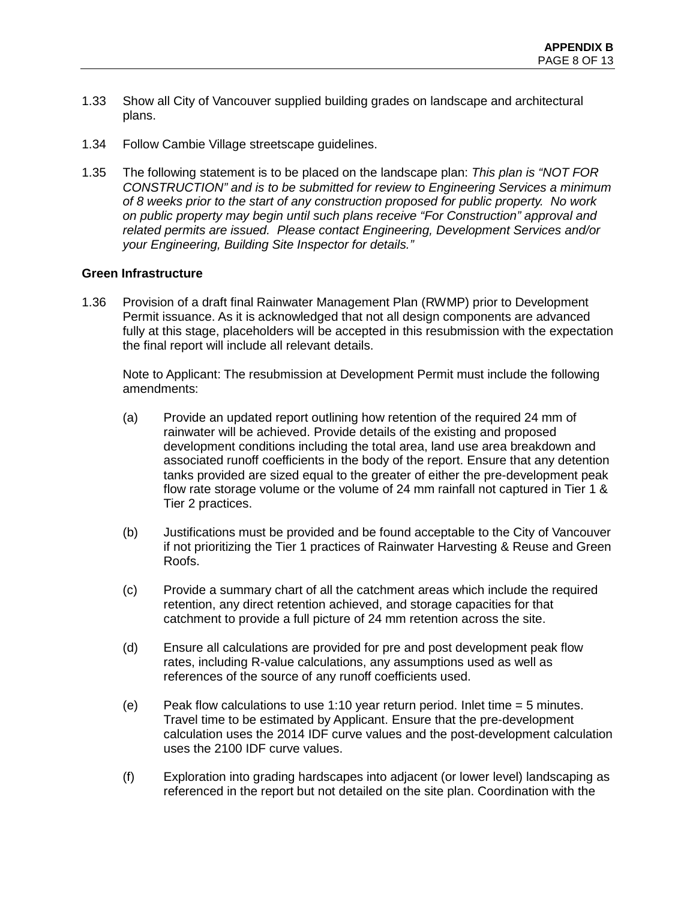1.33 Show all City of Vancouver supplied building grades on landscape and architectural plans.

1.34 Follow Cambie Village streetscape guidelines.

1.35 The following statement is to be placed on the landscape plan: *This plan is “NOT FOR CONSTRUCTION” and is to be submitted for review to Engineering Services a minimum of 8 weeks prior to the start of any construction proposed for public property. No work on public property may begin until such plans receive “For Construction” approval and related permits are issued. Please contact Engineering, Development Services and/or your Engineering, Building Site Inspector for details.”*

**Green Infrastructure**

1.36 Provision of a draft final Rainwater Management Plan (RWMP) prior to Development Permit issuance. As it is acknowledged that not all design components are advanced fully at this stage, placeholders will be accepted in this resubmission with the expectation the final report will include all relevant details.

Note to Applicant: The resubmission at Development Permit must include the following amendments:

(a) Provide an updated report outlining how retention of the required 24 mm of rainwater will be achieved. Provide details of the existing and proposed development conditions including the total area, land use area breakdown and associated runoff coefficients in the body of the report. Ensure that any detention tanks provided are sized equal to the greater of either the pre-development peak flow rate storage volume or the volume of 24 mm rainfall not captured in Tier 1 & Tier 2 practices.

(b) Justifications must be provided and be found acceptable to the City of Vancouver if not prioritizing the Tier 1 practices of Rainwater Harvesting & Reuse and Green Roofs.

(c) Provide a summary chart of all the catchment areas which include the required retention, any direct retention achieved, and storage capacities for that catchment to provide a full picture of 24 mm retention across the site.

(d) Ensure all calculations are provided for pre and post development peak flow rates, including R-value calculations, any assumptions used as well as references of the source of any runoff coefficients used.

(e) Peak flow calculations to use 1:10 year return period. Inlet time = 5 minutes. Travel time to be estimated by Applicant. Ensure that the pre-development calculation uses the 2014 IDF curve values and the post-development calculation uses the 2100 IDF curve values.

(f) Exploration into grading hardscapes into adjacent (or lower level) landscaping as referenced in the report but not detailed on the site plan. Coordination with the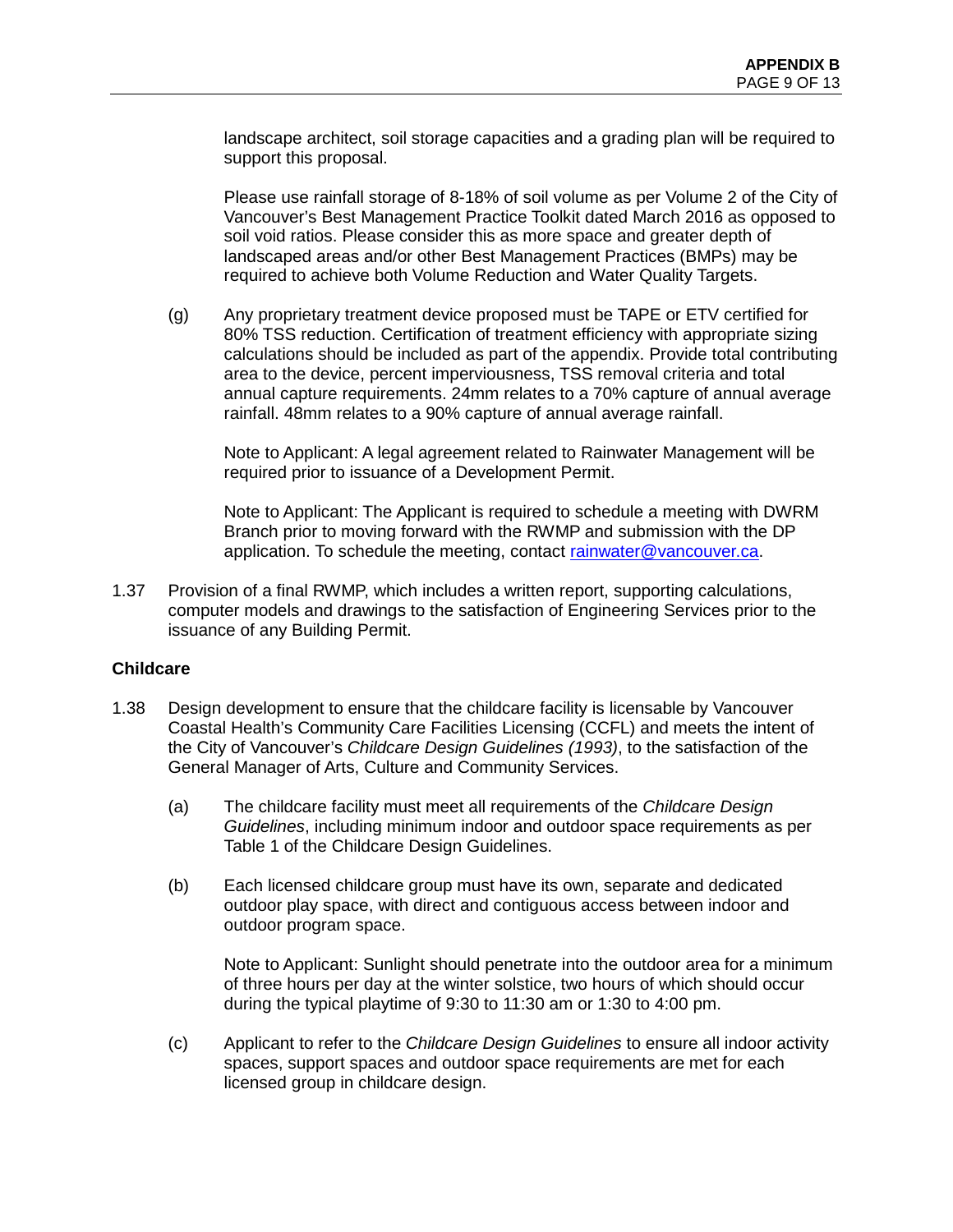landscape architect, soil storage capacities and a grading plan will be required to support this proposal.

Please use rainfall storage of 8-18% of soil volume as per Volume 2 of the City of Vancouver's Best Management Practice Toolkit dated March 2016 as opposed to soil void ratios. Please consider this as more space and greater depth of landscaped areas and/or other Best Management Practices (BMPs) may be required to achieve both Volume Reduction and Water Quality Targets.

(g) Any proprietary treatment device proposed must be TAPE or ETV certified for 80% TSS reduction. Certification of treatment efficiency with appropriate sizing calculations should be included as part of the appendix. Provide total contributing area to the device, percent imperviousness, TSS removal criteria and total annual capture requirements. 24mm relates to a 70% capture of annual average rainfall. 48mm relates to a 90% capture of annual average rainfall.

Note to Applicant: A legal agreement related to Rainwater Management will be required prior to issuance of a Development Permit.

Note to Applicant: The Applicant is required to schedule a meeting with DWRM Branch prior to moving forward with the RWMP and submission with the DP application. To schedule the meeting, contact rainwater@vancouver.ca.

1.37 Provision of a final RWMP, which includes a written report, supporting calculations, computer models and drawings to the satisfaction of Engineering Services prior to the issuance of any Building Permit.

**Childcare**

1.38 Design development to ensure that the childcare facility is licensable by Vancouver Coastal Health's Community Care Facilities Licensing (CCFL) and meets the intent of the City of Vancouver's *Childcare Design Guidelines (1993)*, to the satisfaction of the General Manager of Arts, Culture and Community Services.

(a) The childcare facility must meet all requirements of the *Childcare Design Guidelines*, including minimum indoor and outdoor space requirements as per Table 1 of the Childcare Design Guidelines.

(b) Each licensed childcare group must have its own, separate and dedicated outdoor play space, with direct and contiguous access between indoor and outdoor program space.

Note to Applicant: Sunlight should penetrate into the outdoor area for a minimum of three hours per day at the winter solstice, two hours of which should occur during the typical playtime of 9:30 to 11:30 am or 1:30 to 4:00 pm.

(c) Applicant to refer to the *Childcare Design Guidelines* to ensure all indoor activity spaces, support spaces and outdoor space requirements are met for each licensed group in childcare design.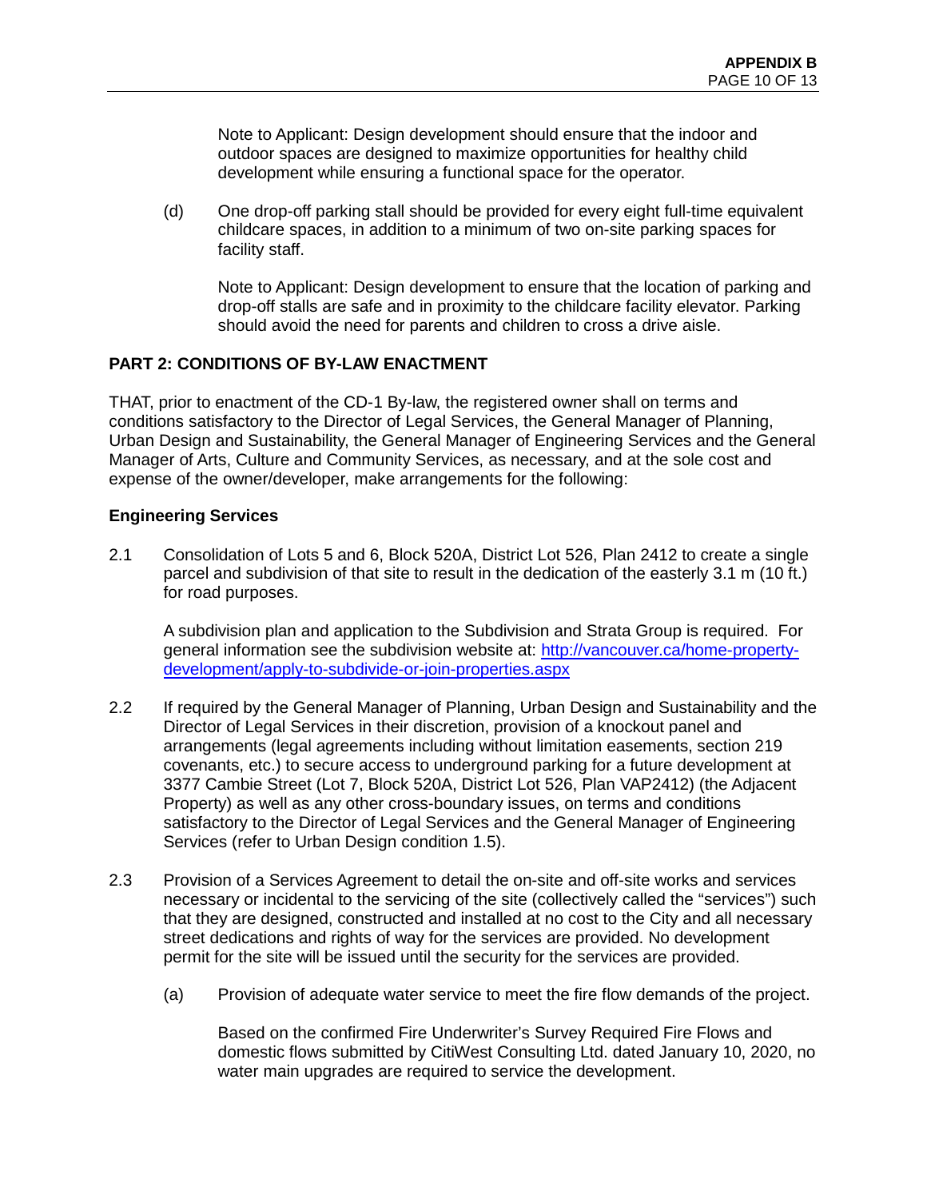Note to Applicant: Design development should ensure that the indoor and outdoor spaces are designed to maximize opportunities for healthy child development while ensuring a functional space for the operator.

(d) One drop-off parking stall should be provided for every eight full-time equivalent childcare spaces, in addition to a minimum of two on-site parking spaces for facility staff.

Note to Applicant: Design development to ensure that the location of parking and drop-off stalls are safe and in proximity to the childcare facility elevator. Parking should avoid the need for parents and children to cross a drive aisle.

## PART 2: CONDITIONS OF BY-LAW ENACTMENT

THAT, prior to enactment of the CD-1 By-law, the registered owner shall on terms and conditions satisfactory to the Director of Legal Services, the General Manager of Planning, Urban Design and Sustainability, the General Manager of Engineering Services and the General Manager of Arts, Culture and Community Services, as necessary, and at the sole cost and expense of the owner/developer, make arrangements for the following:

### Engineering Services

2.1 Consolidation of Lots 5 and 6, Block 520A, District Lot 526, Plan 2412 to create a single parcel and subdivision of that site to result in the dedication of the easterly 3.1 m (10 ft.) for road purposes.

A subdivision plan and application to the Subdivision and Strata Group is required. For general information see the subdivision website at: [http://vancouver.ca/home-property-development/apply-to-subdivide-or-join-properties.aspx](http://vancouver.ca/home-property-development/apply-to-subdivide-or-join-properties.aspx)

2.2 If required by the General Manager of Planning, Urban Design and Sustainability and the Director of Legal Services in their discretion, provision of a knockout panel and arrangements (legal agreements including without limitation easements, section 219 covenants, etc.) to secure access to underground parking for a future development at 3377 Cambie Street (Lot 7, Block 520A, District Lot 526, Plan VAP2412) (the Adjacent Property) as well as any other cross-boundary issues, on terms and conditions satisfactory to the Director of Legal Services and the General Manager of Engineering Services (refer to Urban Design condition 1.5).

2.3 Provision of a Services Agreement to detail the on-site and off-site works and services necessary or incidental to the servicing of the site (collectively called the "services") such that they are designed, constructed and installed at no cost to the City and all necessary street dedications and rights of way for the services are provided. No development permit for the site will be issued until the security for the services are provided.

(a) Provision of adequate water service to meet the fire flow demands of the project.

Based on the confirmed Fire Underwriter's Survey Required Fire Flows and domestic flows submitted by CitiWest Consulting Ltd. dated January 10, 2020, no water main upgrades are required to service the development.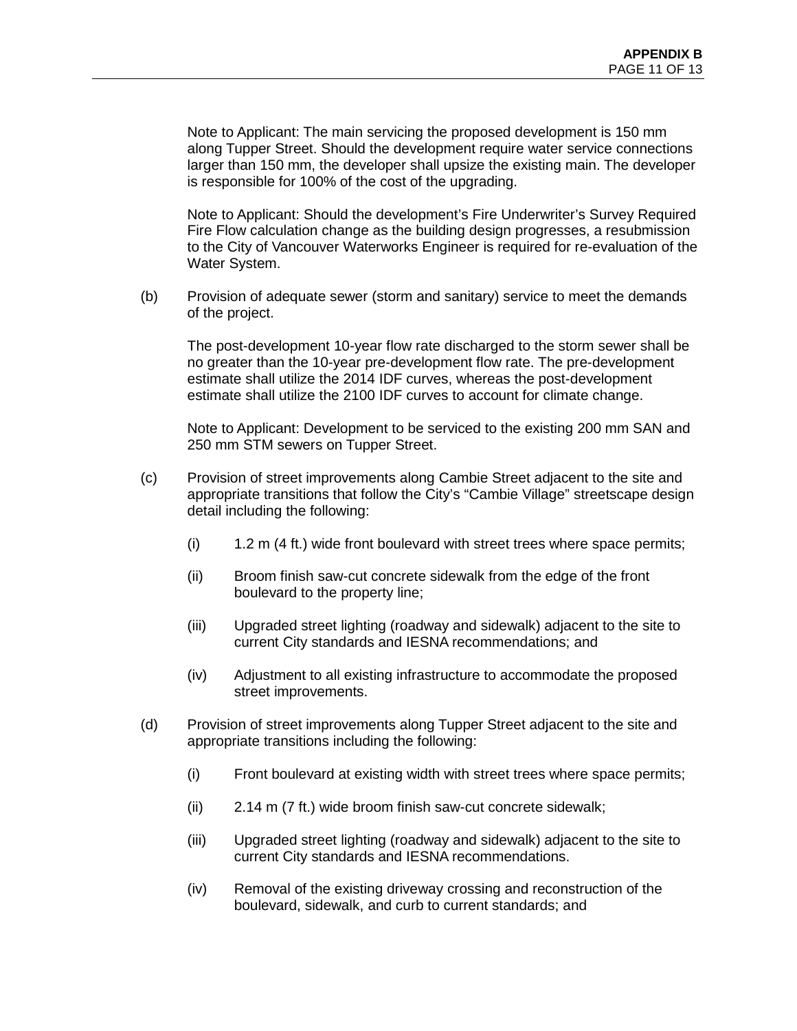Note to Applicant: The main servicing the proposed development is 150 mm along Tupper Street. Should the development require water service connections larger than 150 mm, the developer shall upsize the existing main. The developer is responsible for 100% of the cost of the upgrading.

Note to Applicant: Should the development's Fire Underwriter's Survey Required Fire Flow calculation change as the building design progresses, a resubmission to the City of Vancouver Waterworks Engineer is required for re-evaluation of the Water System.

(b) Provision of adequate sewer (storm and sanitary) service to meet the demands of the project.

The post-development 10-year flow rate discharged to the storm sewer shall be no greater than the 10-year pre-development flow rate. The pre-development estimate shall utilize the 2014 IDF curves, whereas the post-development estimate shall utilize the 2100 IDF curves to account for climate change.

Note to Applicant: Development to be serviced to the existing 200 mm SAN and 250 mm STM sewers on Tupper Street.

(c) Provision of street improvements along Cambie Street adjacent to the site and appropriate transitions that follow the City's "Cambie Village" streetscape design detail including the following:

(i) 1.2 m (4 ft.) wide front boulevard with street trees where space permits;

(ii) Broom finish saw-cut concrete sidewalk from the edge of the front boulevard to the property line;

(iii) Upgraded street lighting (roadway and sidewalk) adjacent to the site to current City standards and IESNA recommendations; and

(iv) Adjustment to all existing infrastructure to accommodate the proposed street improvements.

(d) Provision of street improvements along Tupper Street adjacent to the site and appropriate transitions including the following:

(i) Front boulevard at existing width with street trees where space permits;

(ii) 2.14 m (7 ft.) wide broom finish saw-cut concrete sidewalk;

(iii) Upgraded street lighting (roadway and sidewalk) adjacent to the site to current City standards and IESNA recommendations.

(iv) Removal of the existing driveway crossing and reconstruction of the boulevard, sidewalk, and curb to current standards; and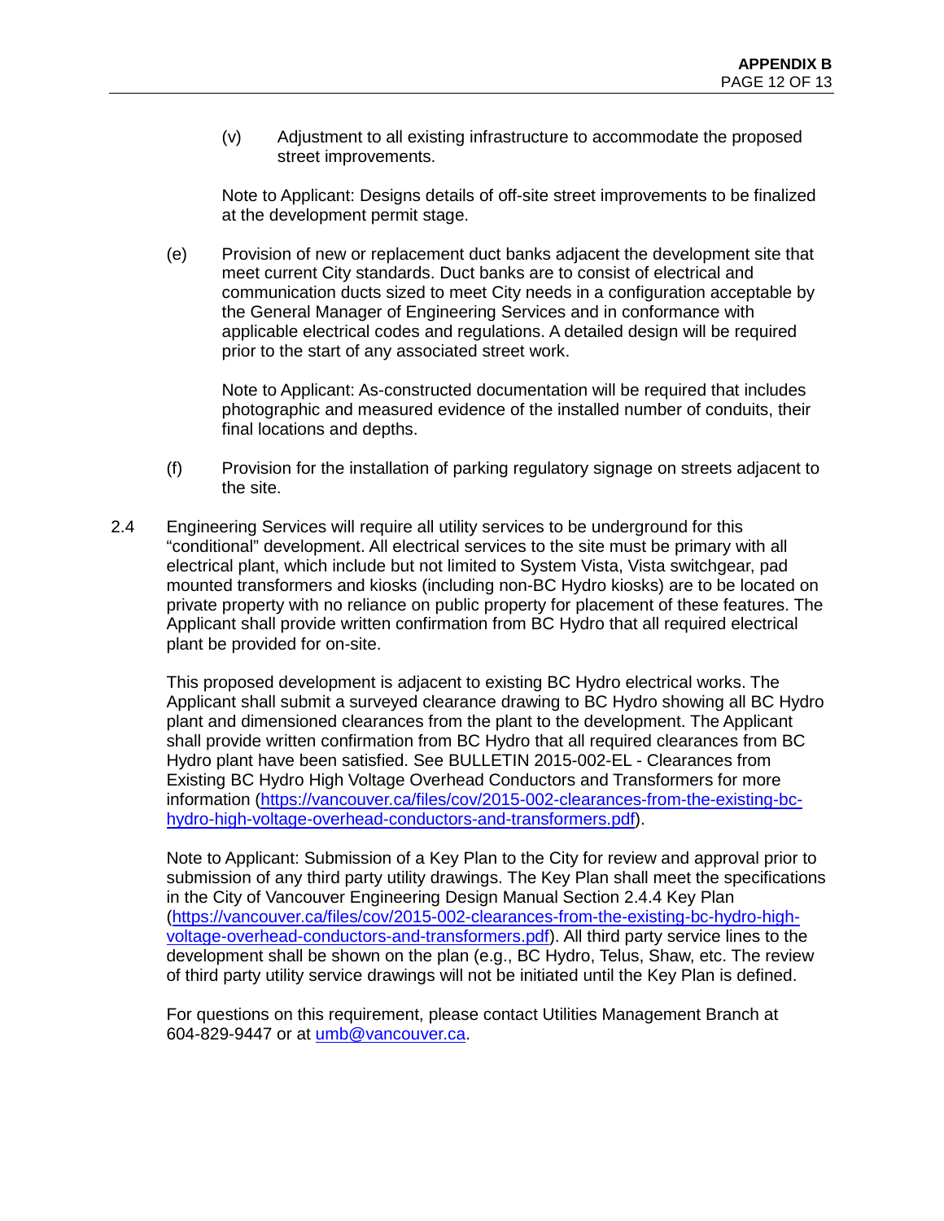(v) Adjustment to all existing infrastructure to accommodate the proposed street improvements.

Note to Applicant: Designs details of off-site street improvements to be finalized at the development permit stage.

(e) Provision of new or replacement duct banks adjacent the development site that meet current City standards. Duct banks are to consist of electrical and communication ducts sized to meet City needs in a configuration acceptable by the General Manager of Engineering Services and in conformance with applicable electrical codes and regulations. A detailed design will be required prior to the start of any associated street work.

Note to Applicant: As-constructed documentation will be required that includes photographic and measured evidence of the installed number of conduits, their final locations and depths.

(f) Provision for the installation of parking regulatory signage on streets adjacent to the site.

2.4 Engineering Services will require all utility services to be underground for this "conditional" development. All electrical services to the site must be primary with all electrical plant, which include but not limited to System Vista, Vista switchgear, pad mounted transformers and kiosks (including non-BC Hydro kiosks) are to be located on private property with no reliance on public property for placement of these features. The Applicant shall provide written confirmation from BC Hydro that all required electrical plant be provided for on-site.

This proposed development is adjacent to existing BC Hydro electrical works. The Applicant shall submit a surveyed clearance drawing to BC Hydro showing all BC Hydro plant and dimensioned clearances from the plant to the development. The Applicant shall provide written confirmation from BC Hydro that all required clearances from BC Hydro plant have been satisfied. See BULLETIN 2015-002-EL - Clearances from Existing BC Hydro High Voltage Overhead Conductors and Transformers for more information (https://vancouver.ca/files/cov/2015-002-clearances-from-the-existing-bc-hydro-high-voltage-overhead-conductors-and-transformers.pdf).

Note to Applicant: Submission of a Key Plan to the City for review and approval prior to submission of any third party utility drawings. The Key Plan shall meet the specifications in the City of Vancouver Engineering Design Manual Section 2.4.4 Key Plan (https://vancouver.ca/files/cov/2015-002-clearances-from-the-existing-bc-hydro-high-voltage-overhead-conductors-and-transformers.pdf). All third party service lines to the development shall be shown on the plan (e.g., BC Hydro, Telus, Shaw, etc. The review of third party utility service drawings will not be initiated until the Key Plan is defined.

For questions on this requirement, please contact Utilities Management Branch at 604-829-9447 or at umb@vancouver.ca.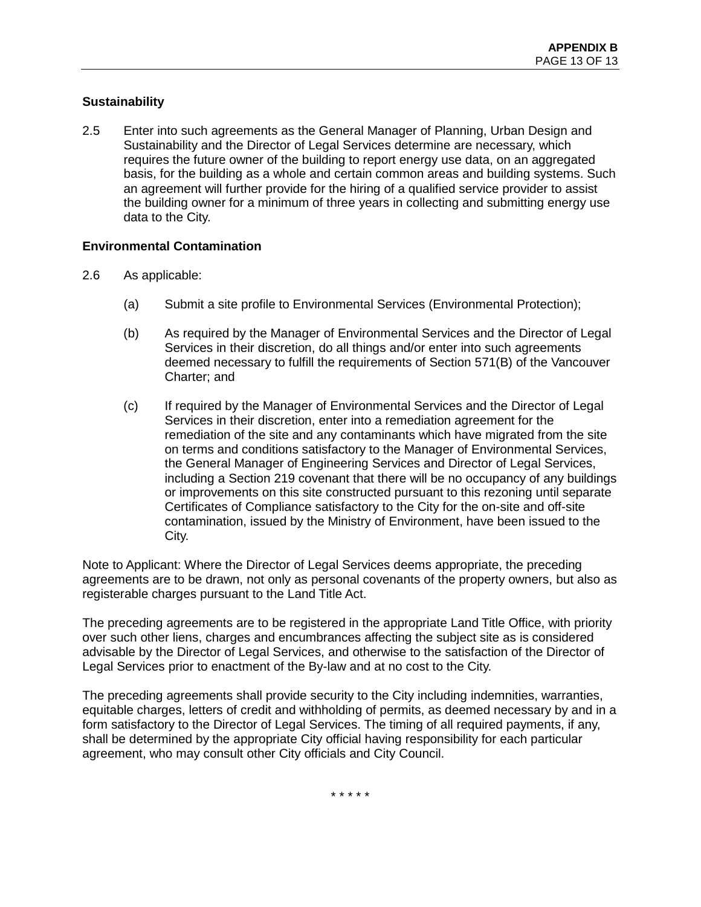**Sustainability**

2.5 Enter into such agreements as the General Manager of Planning, Urban Design and Sustainability and the Director of Legal Services determine are necessary, which requires the future owner of the building to report energy use data, on an aggregated basis, for the building as a whole and certain common areas and building systems. Such an agreement will further provide for the hiring of a qualified service provider to assist the building owner for a minimum of three years in collecting and submitting energy use data to the City.

**Environmental Contamination**

2.6 As applicable:

(a) Submit a site profile to Environmental Services (Environmental Protection);

(b) As required by the Manager of Environmental Services and the Director of Legal Services in their discretion, do all things and/or enter into such agreements deemed necessary to fulfill the requirements of Section 571(B) of the Vancouver Charter; and

(c) If required by the Manager of Environmental Services and the Director of Legal Services in their discretion, enter into a remediation agreement for the remediation of the site and any contaminants which have migrated from the site on terms and conditions satisfactory to the Manager of Environmental Services, the General Manager of Engineering Services and Director of Legal Services, including a Section 219 covenant that there will be no occupancy of any buildings or improvements on this site constructed pursuant to this rezoning until separate Certificates of Compliance satisfactory to the City for the on-site and off-site contamination, issued by the Ministry of Environment, have been issued to the City.

Note to Applicant: Where the Director of Legal Services deems appropriate, the preceding agreements are to be drawn, not only as personal covenants of the property owners, but also as registerable charges pursuant to the Land Title Act.

The preceding agreements are to be registered in the appropriate Land Title Office, with priority over such other liens, charges and encumbrances affecting the subject site as is considered advisable by the Director of Legal Services, and otherwise to the satisfaction of the Director of Legal Services prior to enactment of the By-law and at no cost to the City.

The preceding agreements shall provide security to the City including indemnities, warranties, equitable charges, letters of credit and withholding of permits, as deemed necessary by and in a form satisfactory to the Director of Legal Services. The timing of all required payments, if any, shall be determined by the appropriate City official having responsibility for each particular agreement, who may consult other City officials and City Council.

* * * * *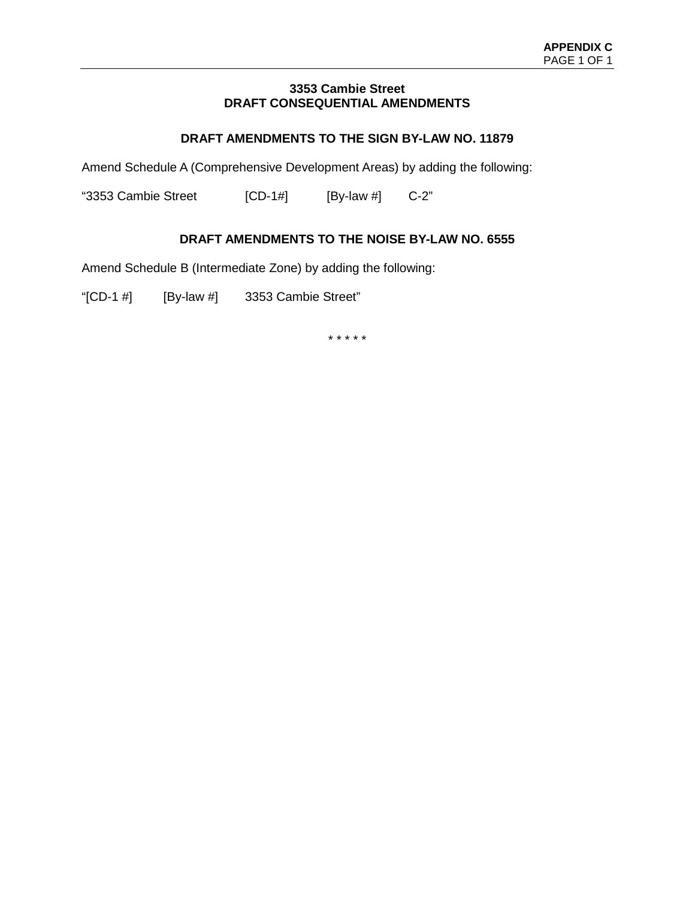**APPENDIX C**

# 3353 Cambie Street
# DRAFT CONSEQUENTIAL AMENDMENTS

## DRAFT AMENDMENTS TO THE SIGN BY-LAW NO. 11879

Amend Schedule A (Comprehensive Development Areas) by adding the following:

“3353 Cambie Street [CD-1#] [By-law #] C-2”

## DRAFT AMENDMENTS TO THE NOISE BY-LAW NO. 6555

Amend Schedule B (Intermediate Zone) by adding the following:

“[CD-1 #] [By-law #] 3353 Cambie Street”

\* \* \* \* \*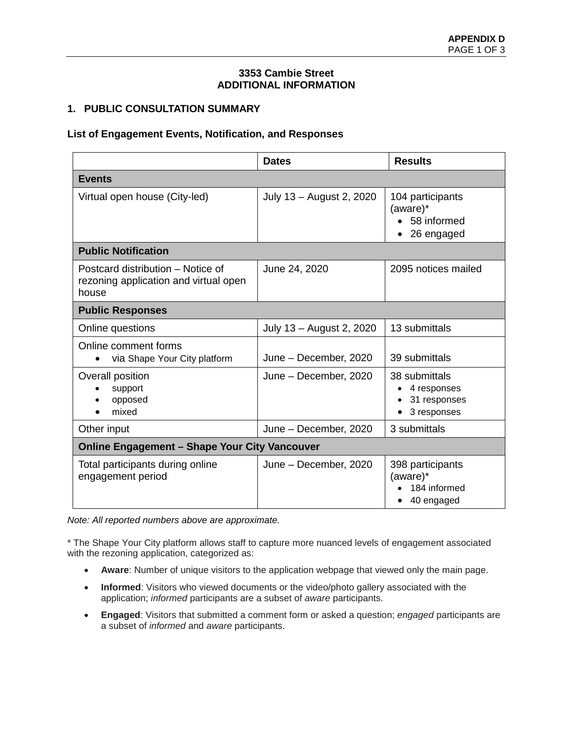# 3353 Cambie Street
# ADDITIONAL INFORMATION

## 1. PUBLIC CONSULTATION SUMMARY

### List of Engagement Events, Notification, and Responses

| | Dates | Results |
|---|---|---|
| **Events** | | |
| Virtual open house (City-led) | July 13 – August 2, 2020 | 104 participants (aware)*<br>• 58 informed<br>• 26 engaged |
| **Public Notification** | | |
| Postcard distribution – Notice of rezoning application and virtual open house | June 24, 2020 | 2095 notices mailed |
| **Public Responses** | | |
| Online questions | July 13 – August 2, 2020 | 13 submittals |
| Online comment forms<br>• via Shape Your City platform | June – December, 2020 | 39 submittals |
| Overall position<br>• support<br>• opposed<br>• mixed | June – December, 2020 | 38 submittals<br>• 4 responses<br>• 31 responses<br>• 3 responses |
| Other input | June – December, 2020 | 3 submittals |
| **Online Engagement – Shape Your City Vancouver** | | |
| Total participants during online engagement period | June – December, 2020 | 398 participants (aware)*<br>• 184 informed<br>• 40 engaged |

*Note: All reported numbers above are approximate.*

* The Shape Your City platform allows staff to capture more nuanced levels of engagement associated with the rezoning application, categorized as:

- **Aware**: Number of unique visitors to the application webpage that viewed only the main page.
- **Informed**: Visitors who viewed documents or the video/photo gallery associated with the application; *informed* participants are a subset of *aware* participants.
- **Engaged**: Visitors that submitted a comment form or asked a question; *engaged* participants are a subset of *informed* and *aware* participants.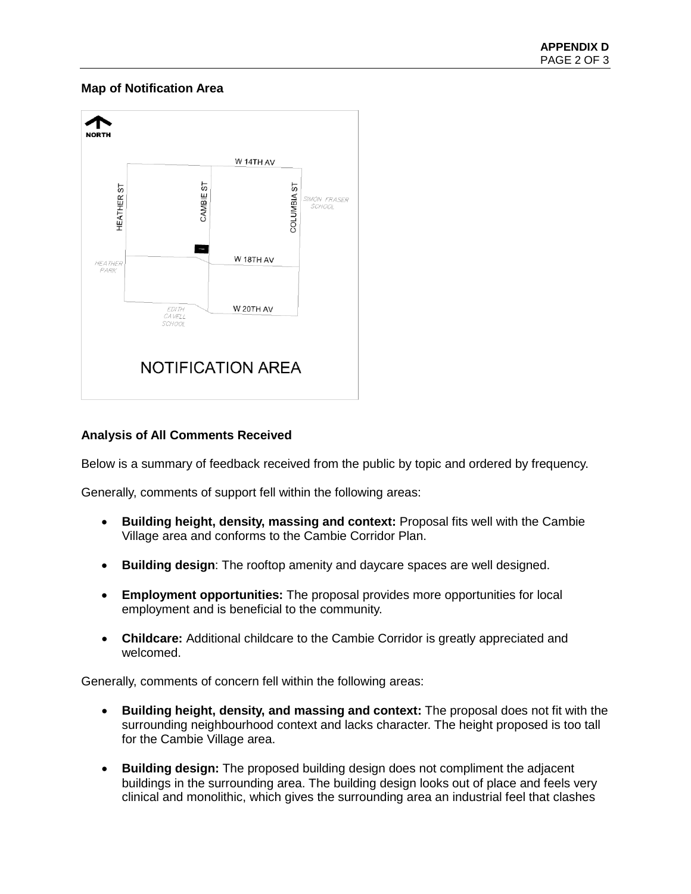**Map of Notification Area**

**Analysis of All Comments Received**

Below is a summary of feedback received from the public by topic and ordered by frequency.

Generally, comments of support fell within the following areas:

- **Building height, density, massing and context:** Proposal fits well with the Cambie Village area and conforms to the Cambie Corridor Plan.
- **Building design**: The rooftop amenity and daycare spaces are well designed.
- **Employment opportunities:** The proposal provides more opportunities for local employment and is beneficial to the community.
- **Childcare:** Additional childcare to the Cambie Corridor is greatly appreciated and welcomed.

Generally, comments of concern fell within the following areas:

- **Building height, density, and massing and context:** The proposal does not fit with the surrounding neighbourhood context and lacks character. The height proposed is too tall for the Cambie Village area.
- **Building design:** The proposed building design does not compliment the adjacent buildings in the surrounding area. The building design looks out of place and feels very clinical and monolithic, which gives the surrounding area an industrial feel that clashes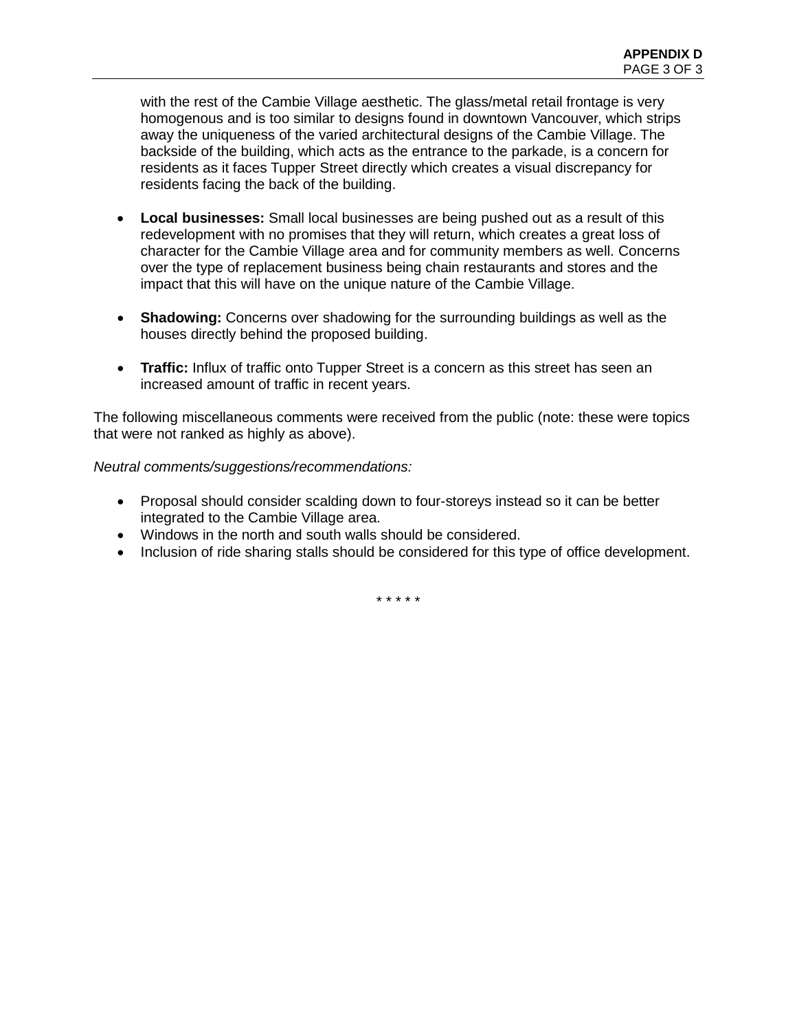with the rest of the Cambie Village aesthetic. The glass/metal retail frontage is very homogenous and is too similar to designs found in downtown Vancouver, which strips away the uniqueness of the varied architectural designs of the Cambie Village. The backside of the building, which acts as the entrance to the parkade, is a concern for residents as it faces Tupper Street directly which creates a visual discrepancy for residents facing the back of the building.

- **Local businesses:** Small local businesses are being pushed out as a result of this redevelopment with no promises that they will return, which creates a great loss of character for the Cambie Village area and for community members as well. Concerns over the type of replacement business being chain restaurants and stores and the impact that this will have on the unique nature of the Cambie Village.

- **Shadowing:** Concerns over shadowing for the surrounding buildings as well as the houses directly behind the proposed building.

- **Traffic:** Influx of traffic onto Tupper Street is a concern as this street has seen an increased amount of traffic in recent years.

The following miscellaneous comments were received from the public (note: these were topics that were not ranked as highly as above).

*Neutral comments/suggestions/recommendations:*

- Proposal should consider scalding down to four-storeys instead so it can be better integrated to the Cambie Village area.
- Windows in the north and south walls should be considered.
- Inclusion of ride sharing stalls should be considered for this type of office development.

\* \* \* \* \*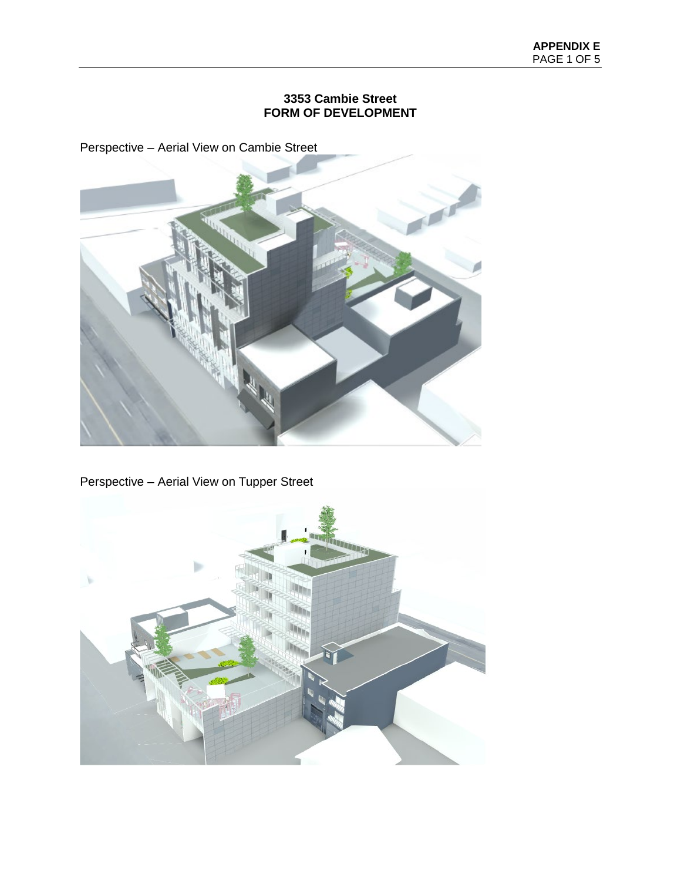**APPENDIX E**
PAGE 1 OF 5

## 3353 Cambie Street
## FORM OF DEVELOPMENT

Perspective – Aerial View on Cambie Street

Perspective – Aerial View on Tupper Street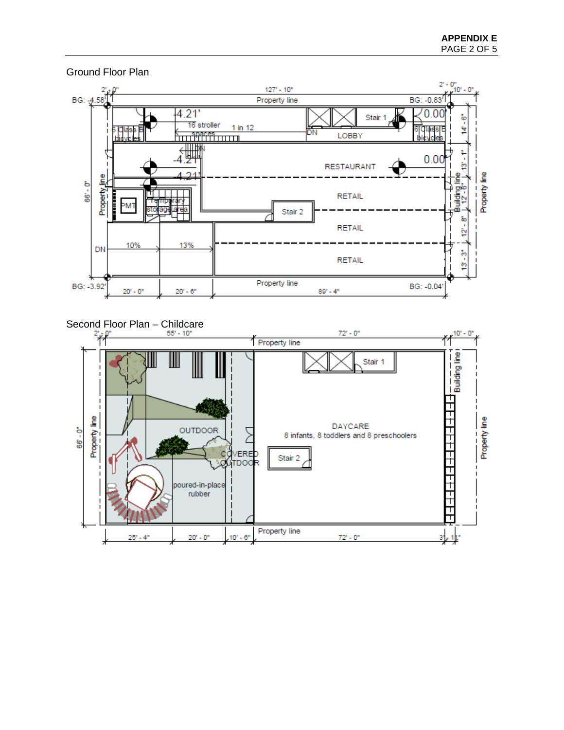## Ground Floor Plan

## Second Floor Plan – Childcare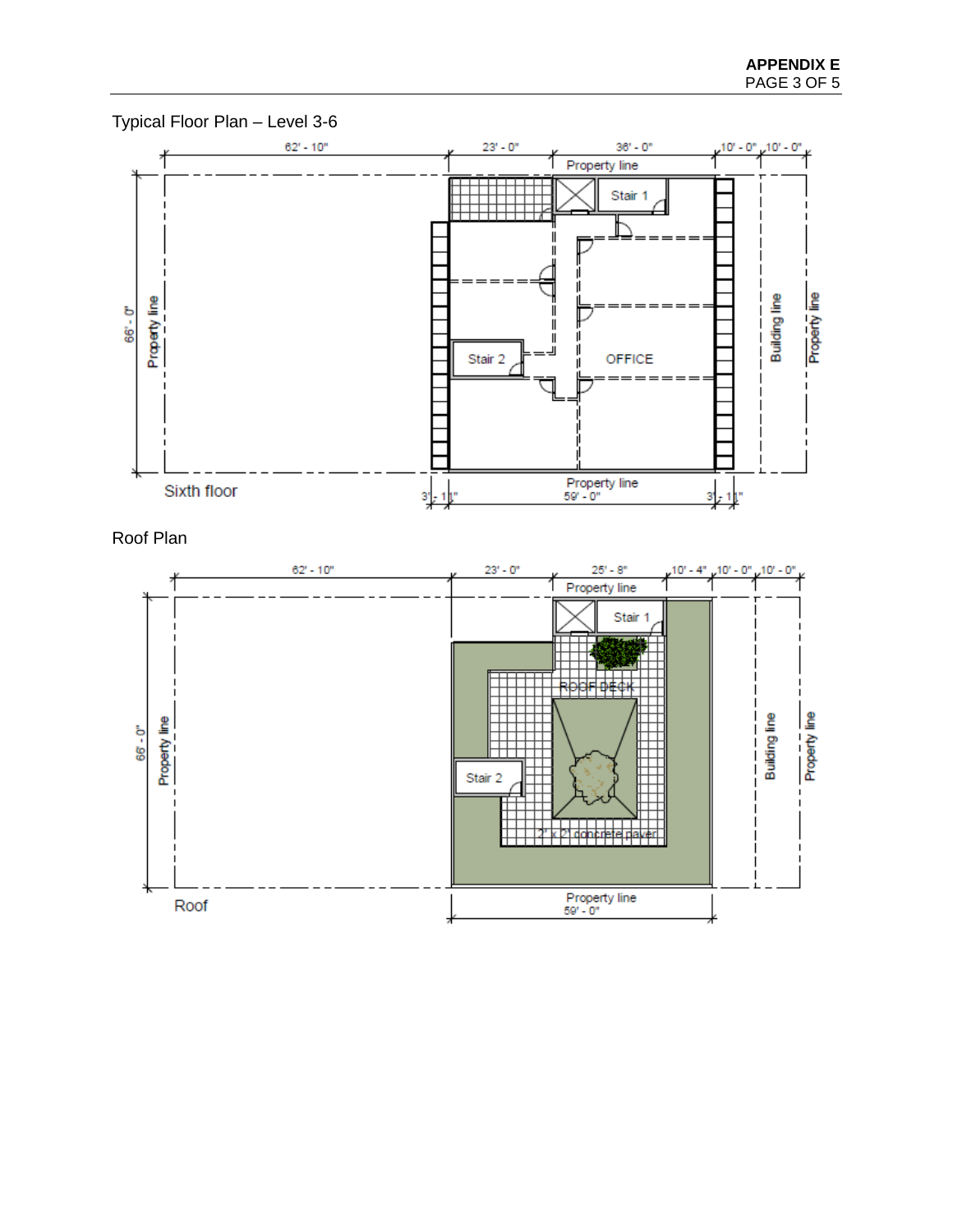Typical Floor Plan – Level 3-6

62' - 10" | 23' - 0" | 36' - 0" | 10' - 0" | 10' - 0"

Property line

Stair 1

66' - 0"

Property line

Stair 2

OFFICE

Building line

Property line

Sixth floor

3' - 1½"

Property line
59' - 0"

3' - 1½"

Roof Plan

62' - 10" | 23' - 0" | 25' - 8" | 10' - 4" | 10' - 0" | 10' - 0"

Property line

Stair 1

ROOF DECK

66' - 0"

Property line

Stair 2

2' x 2' concrete paver

Building line

Property line

Roof

Property line
59' - 0"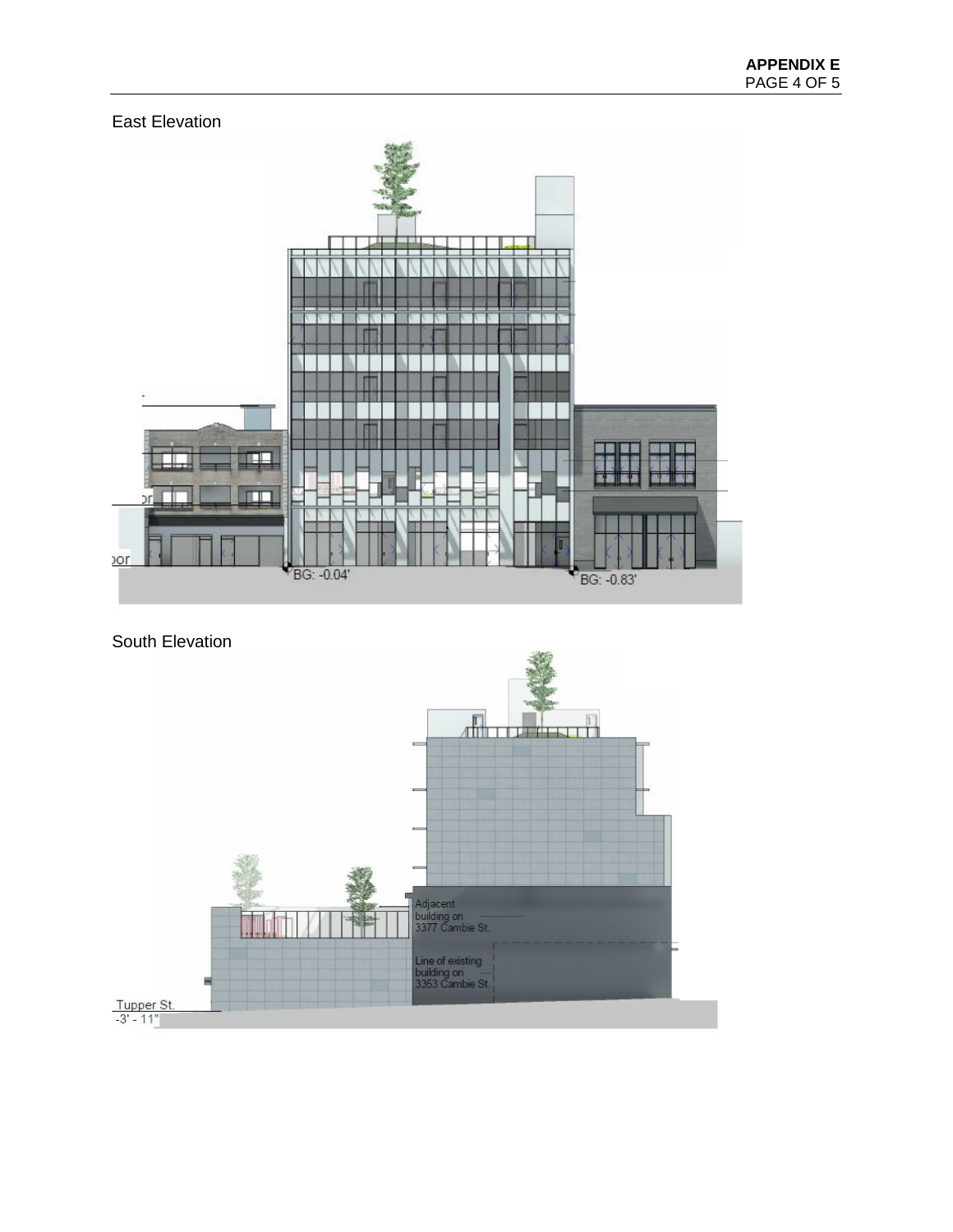East Elevation

South Elevation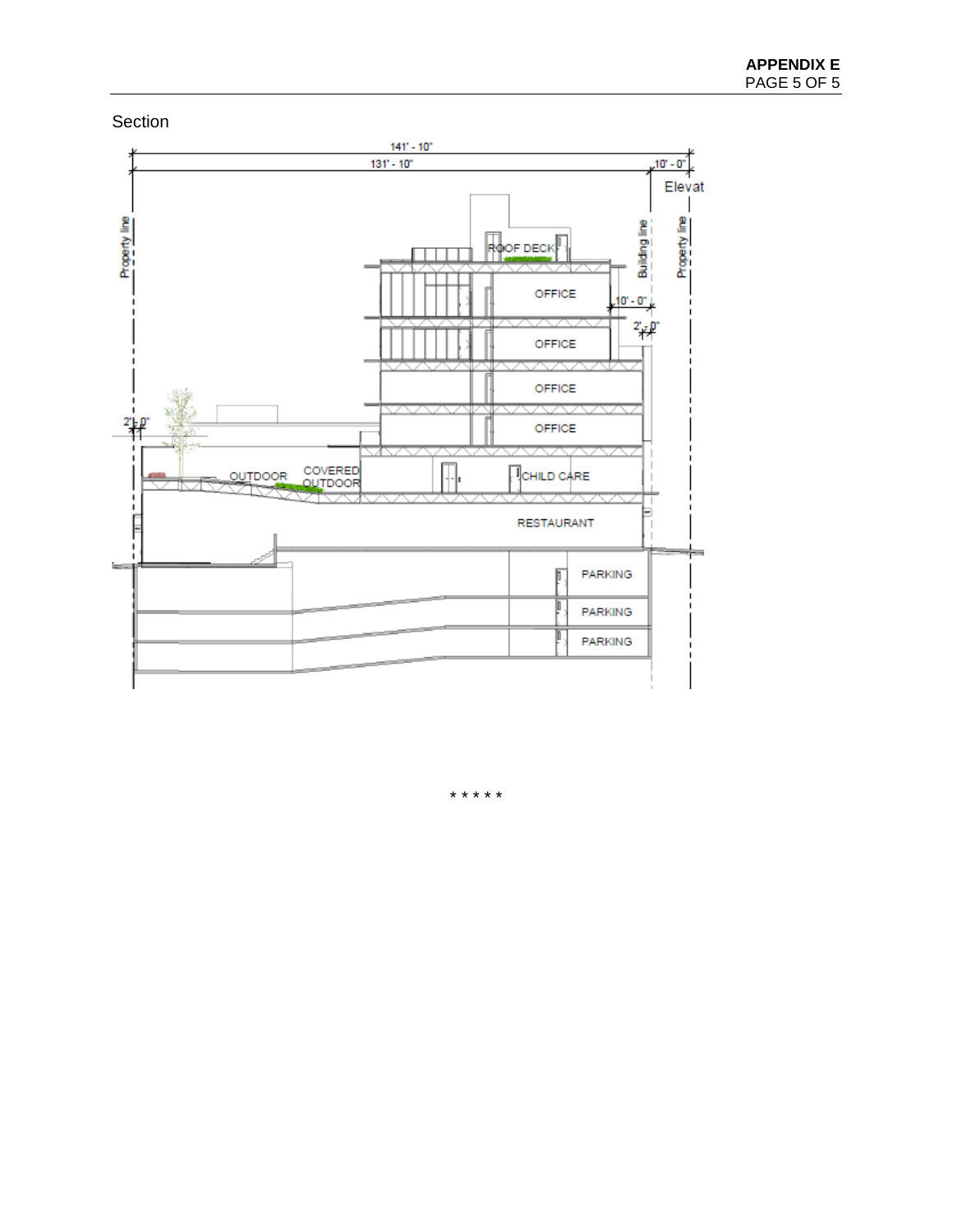Section

141' - 10"

131' - 10"

10' - 0"

Elevat

Property line

Building line

Property line

ROOF DECK

OFFICE

10' - 0"

2' - 0"

OFFICE

OFFICE

OFFICE

2' - 0"

OUTDOOR

COVERED OUTDOOR

CHILD CARE

RESTAURANT

PARKING

PARKING

PARKING

\* \* \* \* \*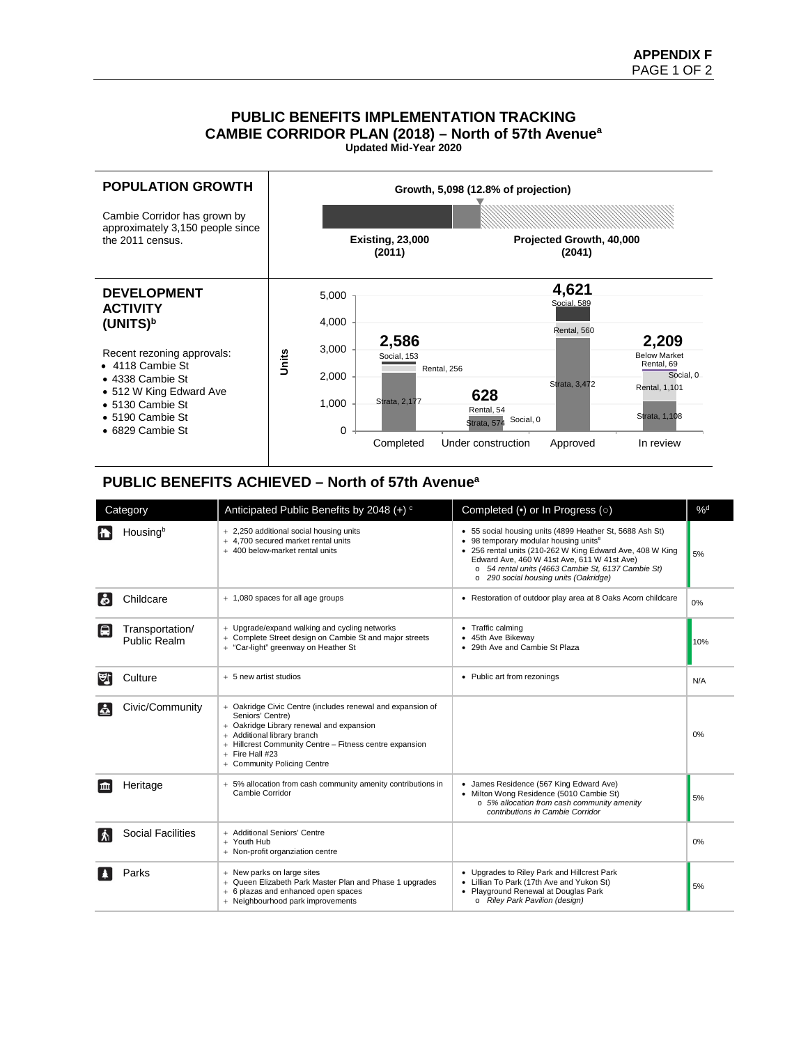# PUBLIC BENEFITS IMPLEMENTATION TRACKING
## CAMBIE CORRIDOR PLAN (2018) – North of 57th Avenue[a]
**Updated Mid-Year 2020**

### POPULATION GROWTH

Cambie Corridor has grown by approximately 3,150 people since the 2011 census.

Growth, 5,098 (12.8% of projection)

Existing, 23,000 (2011)

Projected Growth, 40,000 (2041)

### DEVELOPMENT ACTIVITY (UNITS)[b]

Recent rezoning approvals:

- 4118 Cambie St
- 4338 Cambie St
- 512 W King Edward Ave
- 5130 Cambie St
- 5190 Cambie St
- 6829 Cambie St

| Status | Total | Strata | Rental | Social | Below Market Rental |
|---|---|---|---|---|---|
| Completed | 2,586 | 2,177 | 256 | 153 | |
| Under construction | 628 | 574 | 54 | 0 | |
| Approved | 4,621 | 3,472 | 560 | 589 | |
| In review | 2,209 | 1,108 | 1,101 | 0 | 69 |

## PUBLIC BENEFITS ACHIEVED – North of 57th Avenue[a]

| Category | Anticipated Public Benefits by 2048 (+) [c] | Completed (•) or In Progress (○) | %[d] |
|---|---|---|---|
| Housing[b] | + 2,250 additional social housing units<br>+ 4,700 secured market rental units<br>+ 400 below-market rental units | • 55 social housing units (4899 Heather St, 5688 Ash St)<br>• 98 temporary modular housing units[e]<br>• 256 rental units (210-262 W King Edward Ave, 408 W King Edward Ave, 460 W 41st Ave, 611 W 41st Ave)<br>○ *54 rental units (4663 Cambie St, 6137 Cambie St)*<br>○ *290 social housing units (Oakridge)* | 5% |
| Childcare | + 1,080 spaces for all age groups | • Restoration of outdoor play area at 8 Oaks Acorn childcare | 0% |
| Transportation/ Public Realm | + Upgrade/expand walking and cycling networks<br>+ Complete Street design on Cambie St and major streets<br>+ "Car-light" greenway on Heather St | • Traffic calming<br>• 45th Ave Bikeway<br>• 29th Ave and Cambie St Plaza | 10% |
| Culture | + 5 new artist studios | • Public art from rezonings | N/A |
| Civic/Community | + Oakridge Civic Centre (includes renewal and expansion of Seniors' Centre)<br>+ Oakridge Library renewal and expansion<br>+ Additional library branch<br>+ Hillcrest Community Centre – Fitness centre expansion<br>+ Fire Hall #23<br>+ Community Policing Centre | | 0% |
| Heritage | + 5% allocation from cash community amenity contributions in Cambie Corridor | • James Residence (567 King Edward Ave)<br>• Milton Wong Residence (5010 Cambie St)<br>○ *5% allocation from cash community amenity contributions in Cambie Corridor* | 5% |
| Social Facilities | + Additional Seniors' Centre<br>+ Youth Hub<br>+ Non-profit organziation centre | | 0% |
| Parks | + New parks on large sites<br>+ Queen Elizabeth Park Master Plan and Phase 1 upgrades<br>+ 6 plazas and enhanced open spaces<br>+ Neighbourhood park improvements | • Upgrades to Riley Park and Hillcrest Park<br>• Lillian To Park (17th Ave and Yukon St)<br>• Playground Renewal at Douglas Park<br>○ *Riley Park Pavilion (design)* | 5% |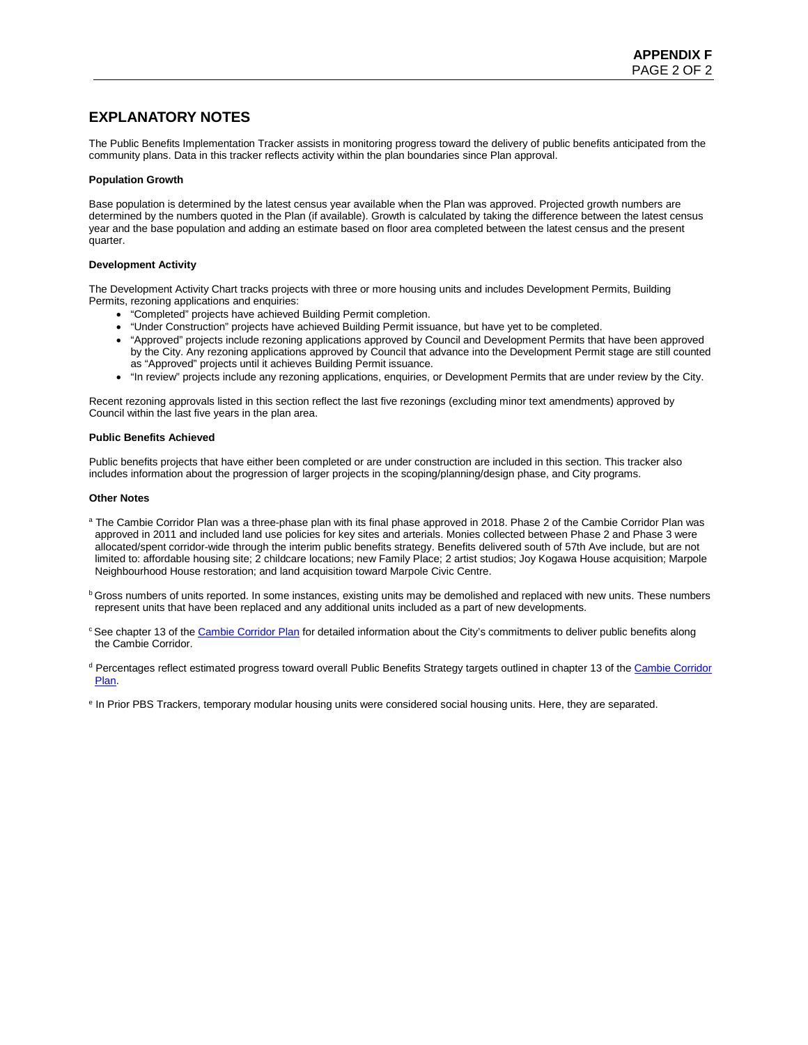# EXPLANATORY NOTES

The Public Benefits Implementation Tracker assists in monitoring progress toward the delivery of public benefits anticipated from the community plans. Data in this tracker reflects activity within the plan boundaries since Plan approval.

**Population Growth**

Base population is determined by the latest census year available when the Plan was approved. Projected growth numbers are determined by the numbers quoted in the Plan (if available). Growth is calculated by taking the difference between the latest census year and the base population and adding an estimate based on floor area completed between the latest census and the present quarter.

**Development Activity**

The Development Activity Chart tracks projects with three or more housing units and includes Development Permits, Building Permits, rezoning applications and enquiries:

- "Completed" projects have achieved Building Permit completion.
- "Under Construction" projects have achieved Building Permit issuance, but have yet to be completed.
- "Approved" projects include rezoning applications approved by Council and Development Permits that have been approved by the City. Any rezoning applications approved by Council that advance into the Development Permit stage are still counted as "Approved" projects until it achieves Building Permit issuance.
- "In review" projects include any rezoning applications, enquiries, or Development Permits that are under review by the City.

Recent rezoning approvals listed in this section reflect the last five rezonings (excluding minor text amendments) approved by Council within the last five years in the plan area.

**Public Benefits Achieved**

Public benefits projects that have either been completed or are under construction are included in this section. This tracker also includes information about the progression of larger projects in the scoping/planning/design phase, and City programs.

**Other Notes**

[a] The Cambie Corridor Plan was a three-phase plan with its final phase approved in 2018. Phase 2 of the Cambie Corridor Plan was approved in 2011 and included land use policies for key sites and arterials. Monies collected between Phase 2 and Phase 3 were allocated/spent corridor-wide through the interim public benefits strategy. Benefits delivered south of 57th Ave include, but are not limited to: affordable housing site; 2 childcare locations; new Family Place; 2 artist studios; Joy Kogawa House acquisition; Marpole Neighbourhood House restoration; and land acquisition toward Marpole Civic Centre.

[b] Gross numbers of units reported. In some instances, existing units may be demolished and replaced with new units. These numbers represent units that have been replaced and any additional units included as a part of new developments.

[c] See chapter 13 of the Cambie Corridor Plan for detailed information about the City's commitments to deliver public benefits along the Cambie Corridor.

[d] Percentages reflect estimated progress toward overall Public Benefits Strategy targets outlined in chapter 13 of the Cambie Corridor Plan.

[e] In Prior PBS Trackers, temporary modular housing units were considered social housing units. Here, they are separated.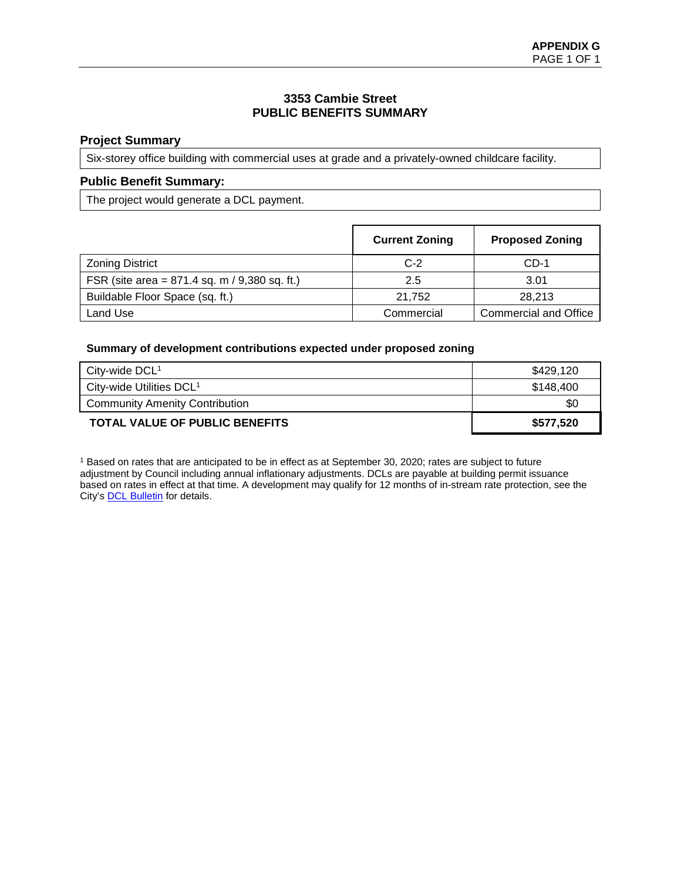**APPENDIX G**

# 3353 Cambie Street
# PUBLIC BENEFITS SUMMARY

## Project Summary

Six-storey office building with commercial uses at grade and a privately-owned childcare facility.

## Public Benefit Summary:

The project would generate a DCL payment.

| | Current Zoning | Proposed Zoning |
|---|---|---|
| Zoning District | C-2 | CD-1 |
| FSR (site area = 871.4 sq. m / 9,380 sq. ft.) | 2.5 | 3.01 |
| Buildable Floor Space (sq. ft.) | 21,752 | 28,213 |
| Land Use | Commercial | Commercial and Office |

**Summary of development contributions expected under proposed zoning**

| | |
|---|---|
| City-wide DCL[1] | $429,120 |
| City-wide Utilities DCL[1] | $148,400 |
| Community Amenity Contribution | $0 |
| **TOTAL VALUE OF PUBLIC BENEFITS** | **$577,520** |

[1] Based on rates that are anticipated to be in effect as at September 30, 2020; rates are subject to future adjustment by Council including annual inflationary adjustments. DCLs are payable at building permit issuance based on rates in effect at that time. A development may qualify for 12 months of in-stream rate protection, see the City's DCL Bulletin for details.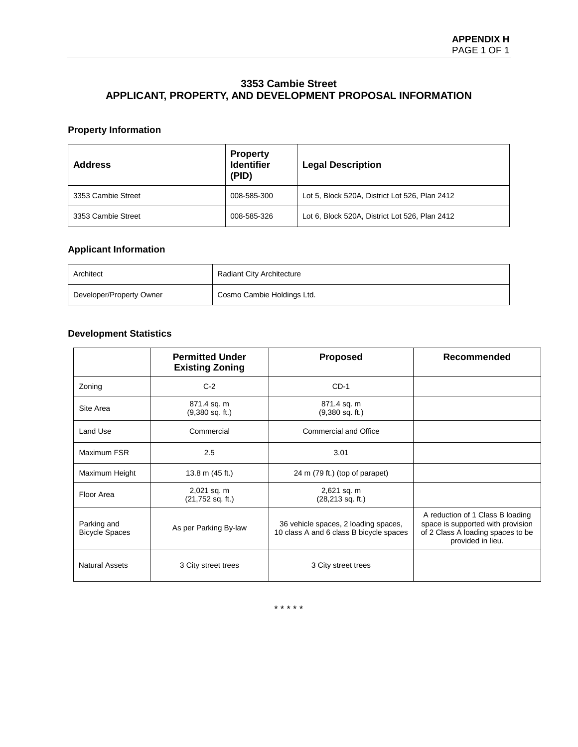**APPENDIX H**

# 3353 Cambie Street
# APPLICANT, PROPERTY, AND DEVELOPMENT PROPOSAL INFORMATION

## Property Information

| Address | Property Identifier (PID) | Legal Description |
| --- | --- | --- |
| 3353 Cambie Street | 008-585-300 | Lot 5, Block 520A, District Lot 526, Plan 2412 |
| 3353 Cambie Street | 008-585-326 | Lot 6, Block 520A, District Lot 526, Plan 2412 |

## Applicant Information

| | |
| --- | --- |
| Architect | Radiant City Architecture |
| Developer/Property Owner | Cosmo Cambie Holdings Ltd. |

## Development Statistics

| | Permitted Under Existing Zoning | Proposed | Recommended |
| --- | --- | --- | --- |
| Zoning | C-2 | CD-1 | |
| Site Area | 871.4 sq. m (9,380 sq. ft.) | 871.4 sq. m (9,380 sq. ft.) | |
| Land Use | Commercial | Commercial and Office | |
| Maximum FSR | 2.5 | 3.01 | |
| Maximum Height | 13.8 m (45 ft.) | 24 m (79 ft.) (top of parapet) | |
| Floor Area | 2,021 sq. m (21,752 sq. ft.) | 2,621 sq. m (28,213 sq. ft.) | |
| Parking and Bicycle Spaces | As per Parking By-law | 36 vehicle spaces, 2 loading spaces, 10 class A and 6 class B bicycle spaces | A reduction of 1 Class B loading space is supported with provision of 2 Class A loading spaces to be provided in lieu. |
| Natural Assets | 3 City street trees | 3 City street trees | |

\* \* \* \* \*